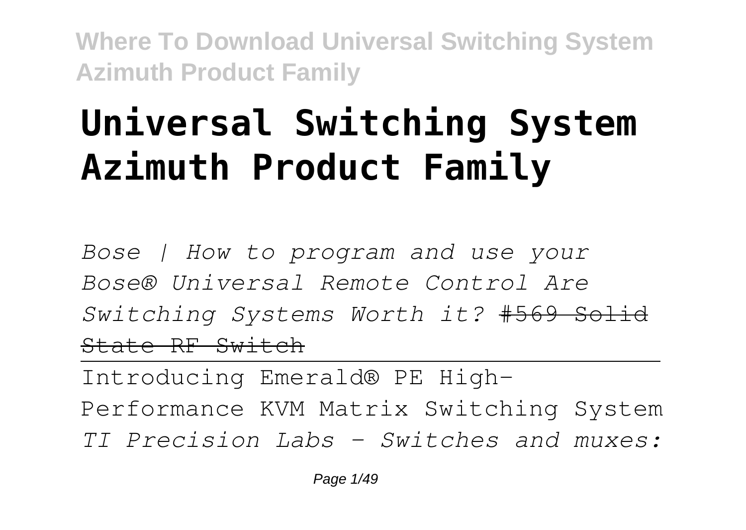# Universal Switching System Azimuth Product Family

*Bose | How to program and use your Bose® Universal Remote Control Are Switching Systems Worth it?* ~~#569 Solid State RF Switch~~

---

Introducing Emerald® PE High-Performance KVM Matrix Switching System

*TI Precision Labs - Switches and muxes:*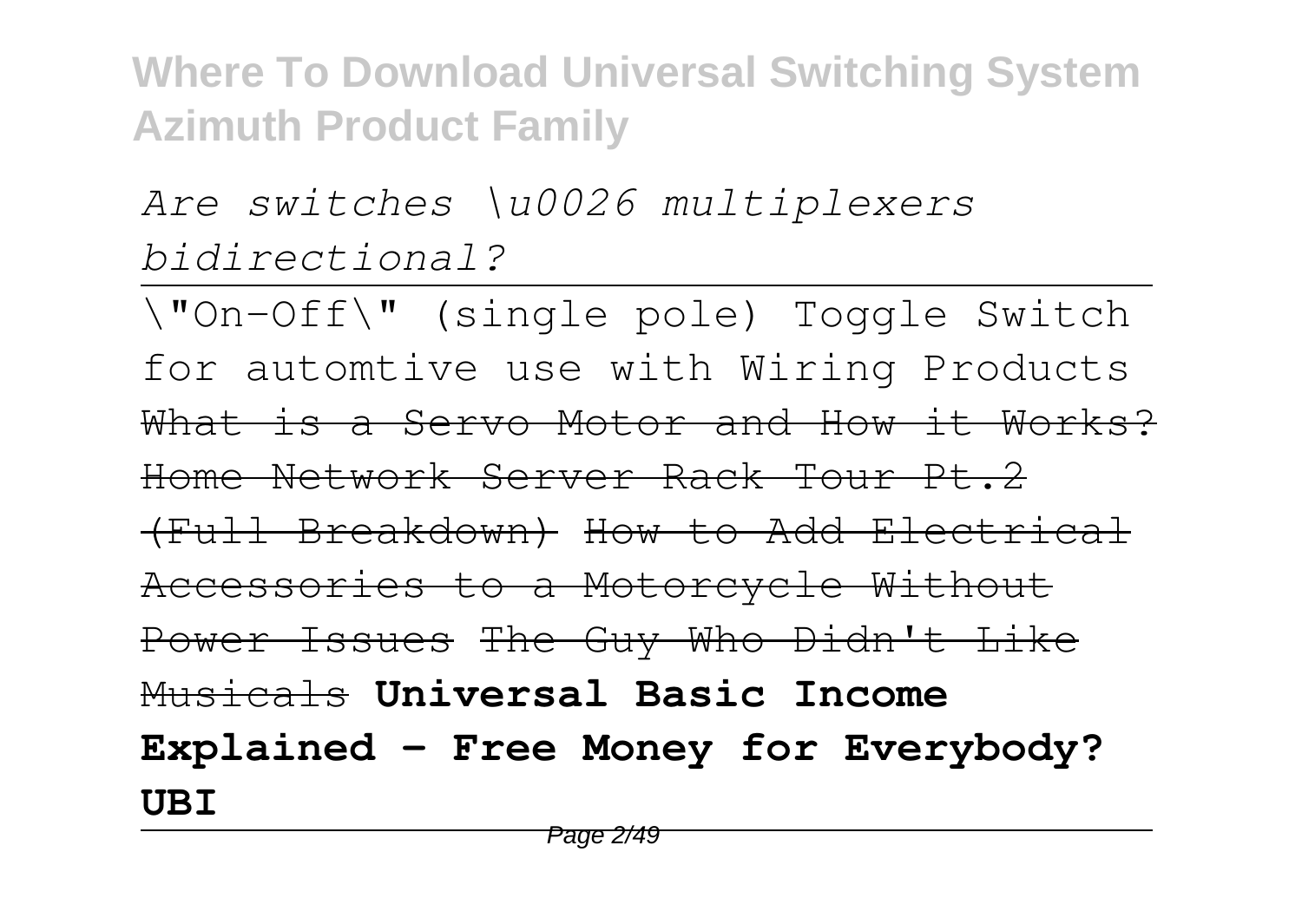*Are switches \u0026 multiplexers bidirectional?*

---

\"On-Off\" (single pole) Toggle Switch for automtive use with Wiring Products ~~What is a Servo Motor and How it Works?~~ ~~Home Network Server Rack Tour Pt.2 (Full Breakdown)~~ ~~How to Add Electrical Accessories to a Motorcycle Without Power Issues~~ ~~The Guy Who Didn't Like Musicals~~ **Universal Basic Income Explained – Free Money for Everybody? UBI**

---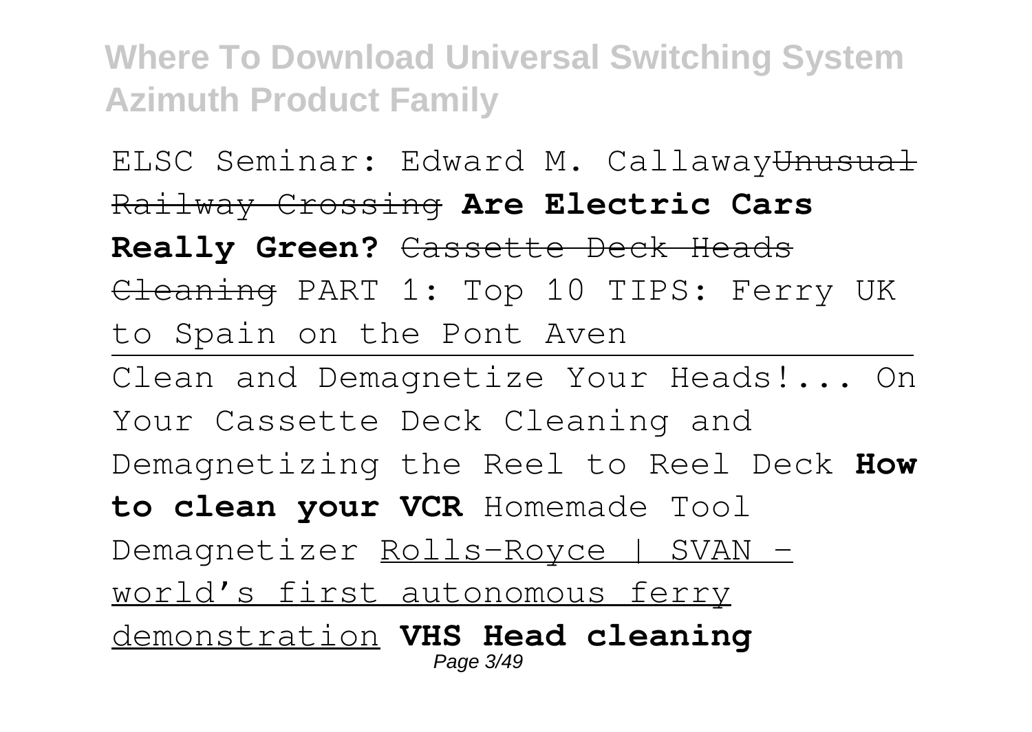ELSC Seminar: Edward M. Callaway~~Unusual Railway Crossing~~ **Are Electric Cars Really Green?** ~~Cassette Deck Heads Cleaning~~ PART 1: Top 10 TIPS: Ferry UK to Spain on the Pont Aven

---

Clean and Demagnetize Your Heads!... On Your Cassette Deck Cleaning and Demagnetizing the Reel to Reel Deck **How to clean your VCR** Homemade Tool Demagnetizer Rolls-Royce | SVAN - world's first autonomous ferry demonstration **VHS Head cleaning**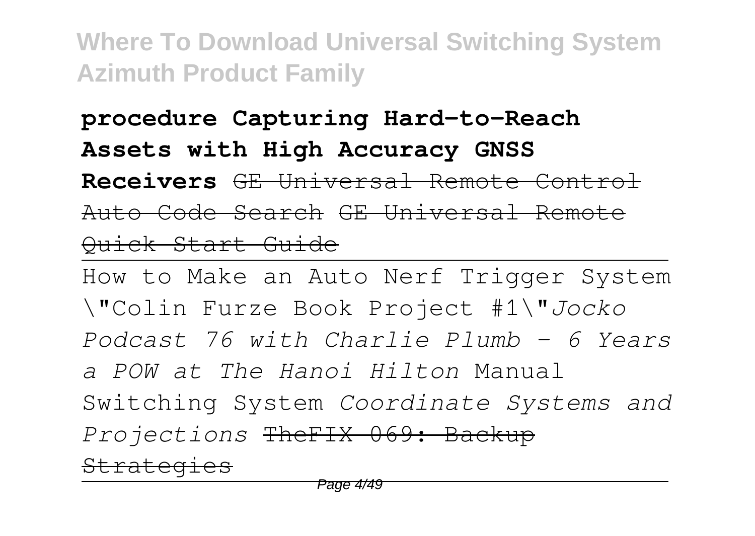**procedure Capturing Hard-to-Reach Assets with High Accuracy GNSS Receivers** ~~GE Universal Remote Control Auto Code Search~~ ~~GE Universal Remote Quick Start Guide~~

---

How to Make an Auto Nerf Trigger System \"Colin Furze Book Project #1\"*Jocko Podcast 76 with Charlie Plumb - 6 Years a POW at The Hanoi Hilton* Manual Switching System *Coordinate Systems and Projections* ~~TheFIX 069: Backup Strategies~~

---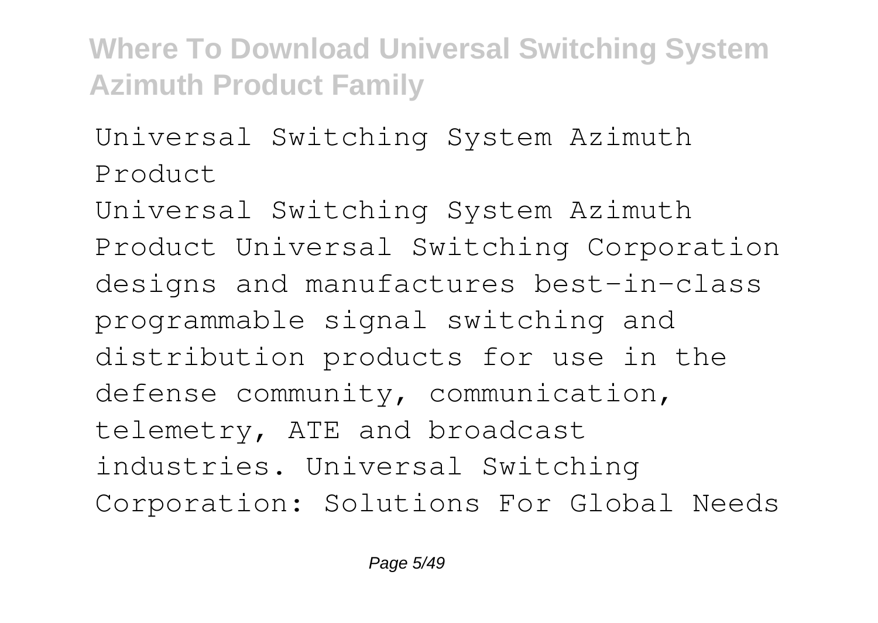Universal Switching System Azimuth Product

Universal Switching System Azimuth Product Universal Switching Corporation designs and manufactures best-in-class programmable signal switching and distribution products for use in the defense community, communication, telemetry, ATE and broadcast industries. Universal Switching Corporation: Solutions For Global Needs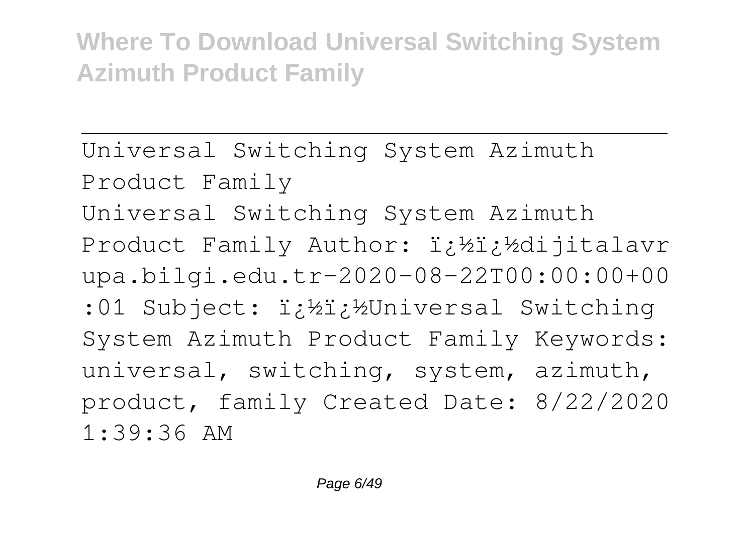Universal Switching System Azimuth Product Family

Universal Switching System Azimuth Product Family Author: ï¿½ï¿½dijitalavrupa.bilgi.edu.tr-2020-08-22T00:00:00+00:01 Subject: ï¿½ï¿½Universal Switching System Azimuth Product Family Keywords: universal, switching, system, azimuth, product, family Created Date: 8/22/2020 1:39:36 AM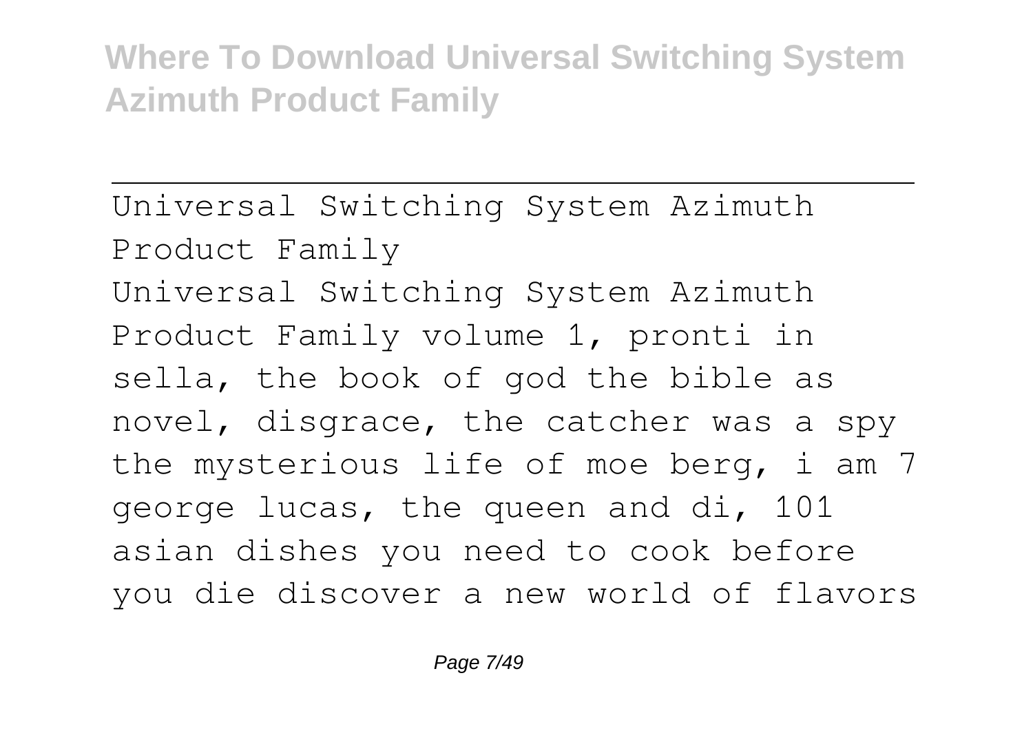---

Universal Switching System Azimuth Product Family

Universal Switching System Azimuth Product Family volume 1, pronti in sella, the book of god the bible as novel, disgrace, the catcher was a spy the mysterious life of moe berg, i am 7 george lucas, the queen and di, 101 asian dishes you need to cook before you die discover a new world of flavors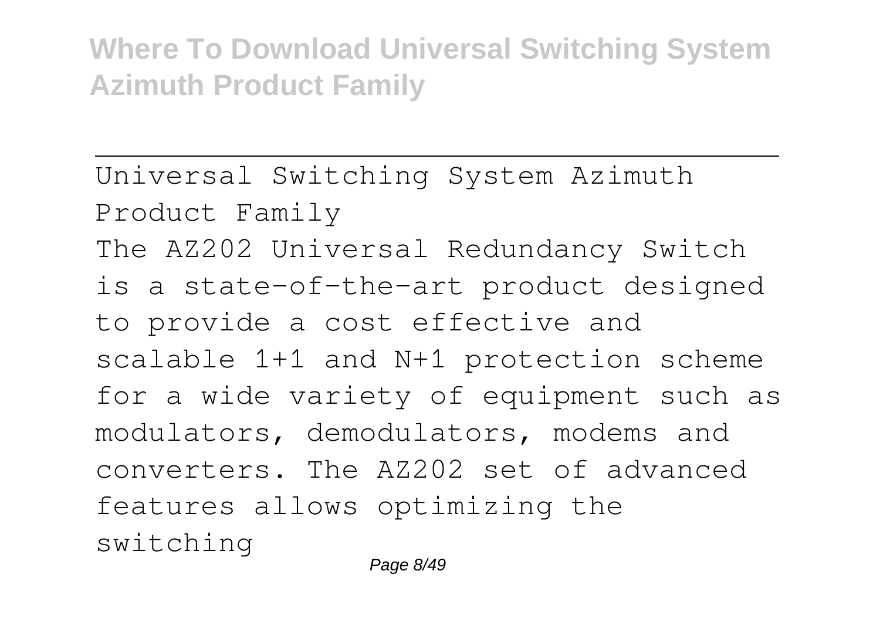Universal Switching System Azimuth Product Family

The AZ202 Universal Redundancy Switch is a state-of-the-art product designed to provide a cost effective and scalable 1+1 and N+1 protection scheme for a wide variety of equipment such as modulators, demodulators, modems and converters. The AZ202 set of advanced features allows optimizing the switching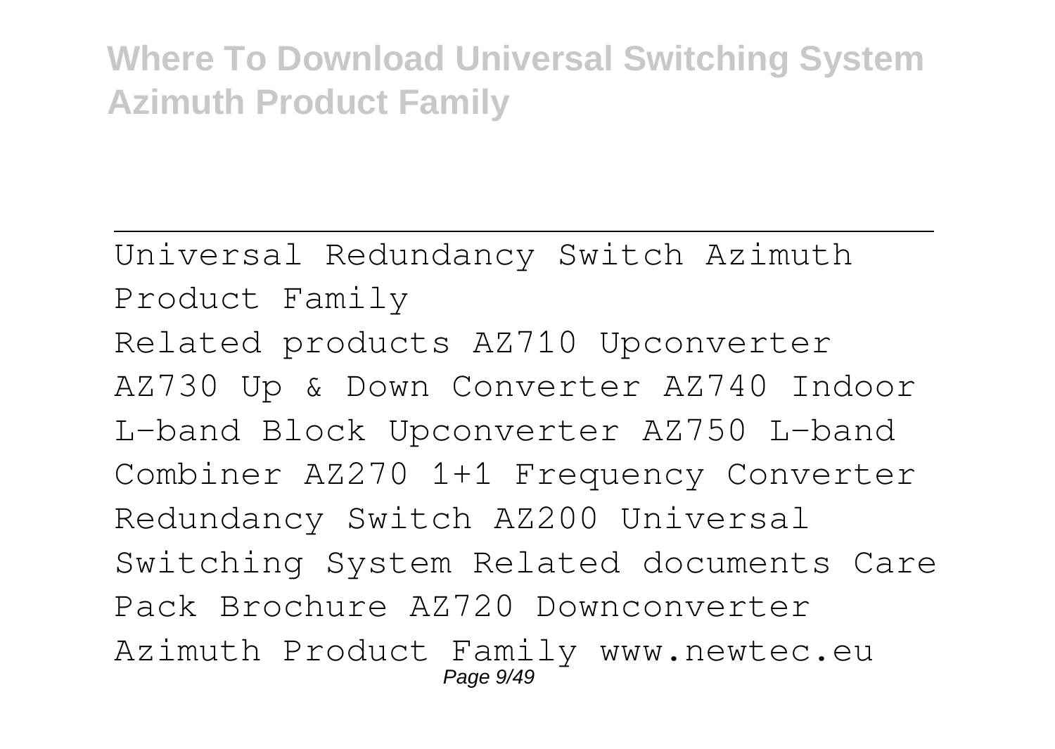Universal Redundancy Switch Azimuth Product Family

Related products AZ710 Upconverter AZ730 Up & Down Converter AZ740 Indoor L-band Block Upconverter AZ750 L-band Combiner AZ270 1+1 Frequency Converter Redundancy Switch AZ200 Universal Switching System Related documents Care Pack Brochure AZ720 Downconverter Azimuth Product Family www.newtec.eu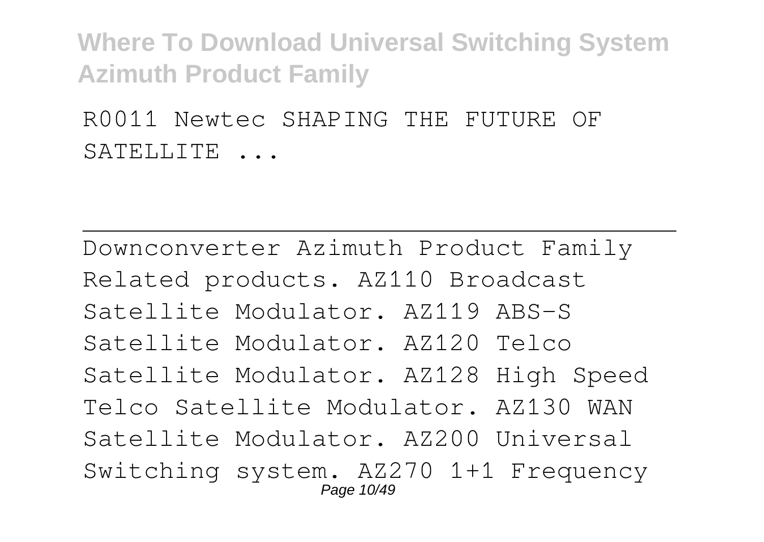R0011 Newtec SHAPING THE FUTURE OF SATELLITE ...

---

Downconverter Azimuth Product Family Related products. AZ110 Broadcast Satellite Modulator. AZ119 ABS-S Satellite Modulator. AZ120 Telco Satellite Modulator. AZ128 High Speed Telco Satellite Modulator. AZ130 WAN Satellite Modulator. AZ200 Universal Switching system. AZ270 1+1 Frequency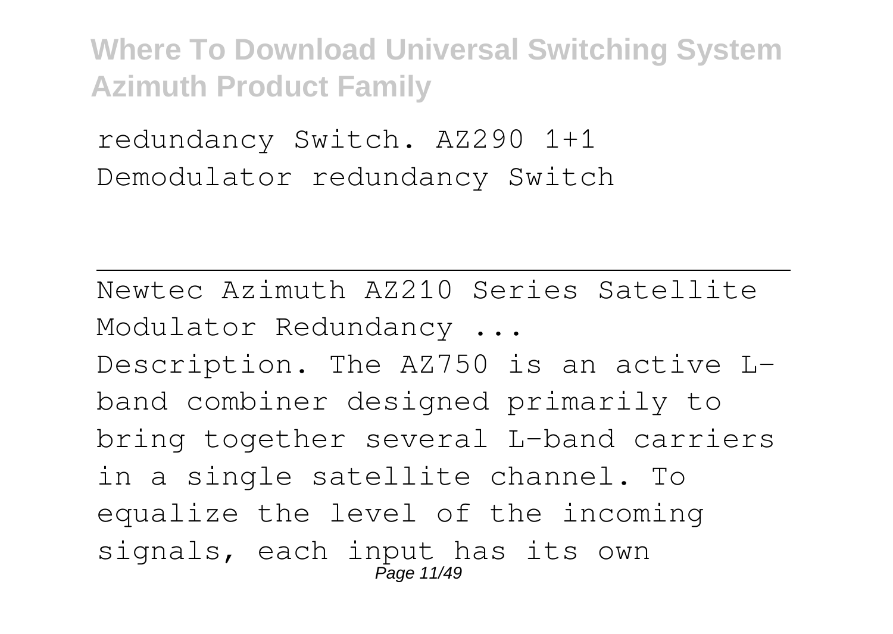redundancy Switch. AZ290 1+1 Demodulator redundancy Switch

---

Newtec Azimuth AZ210 Series Satellite Modulator Redundancy ...

Description. The AZ750 is an active L-band combiner designed primarily to bring together several L-band carriers in a single satellite channel. To equalize the level of the incoming signals, each input has its own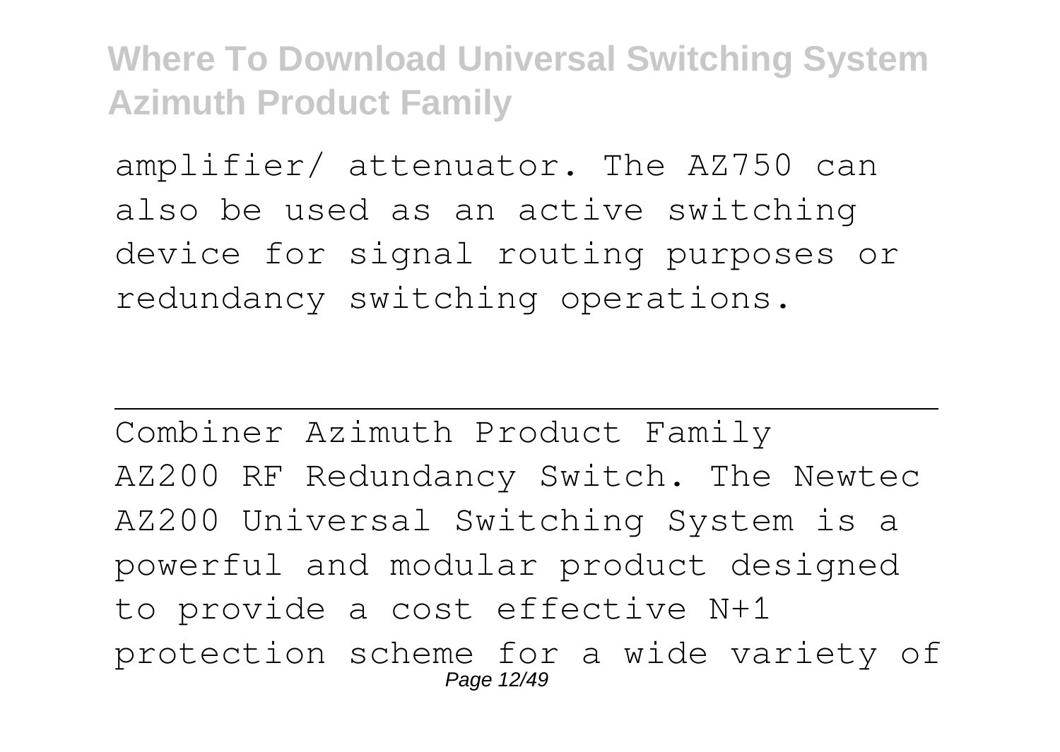amplifier/ attenuator. The AZ750 can also be used as an active switching device for signal routing purposes or redundancy switching operations.

---

Combiner Azimuth Product Family

AZ200 RF Redundancy Switch. The Newtec AZ200 Universal Switching System is a powerful and modular product designed to provide a cost effective N+1 protection scheme for a wide variety of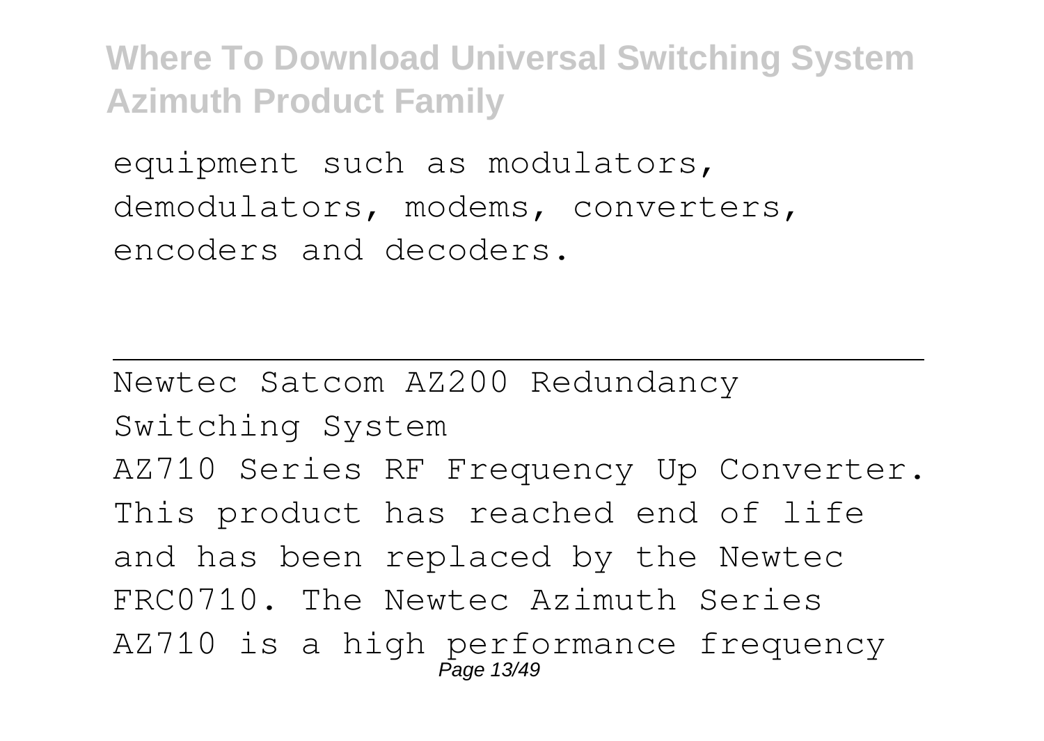equipment such as modulators, demodulators, modems, converters, encoders and decoders.

---

Newtec Satcom AZ200 Redundancy Switching System

AZ710 Series RF Frequency Up Converter. This product has reached end of life and has been replaced by the Newtec FRC0710. The Newtec Azimuth Series AZ710 is a high performance frequency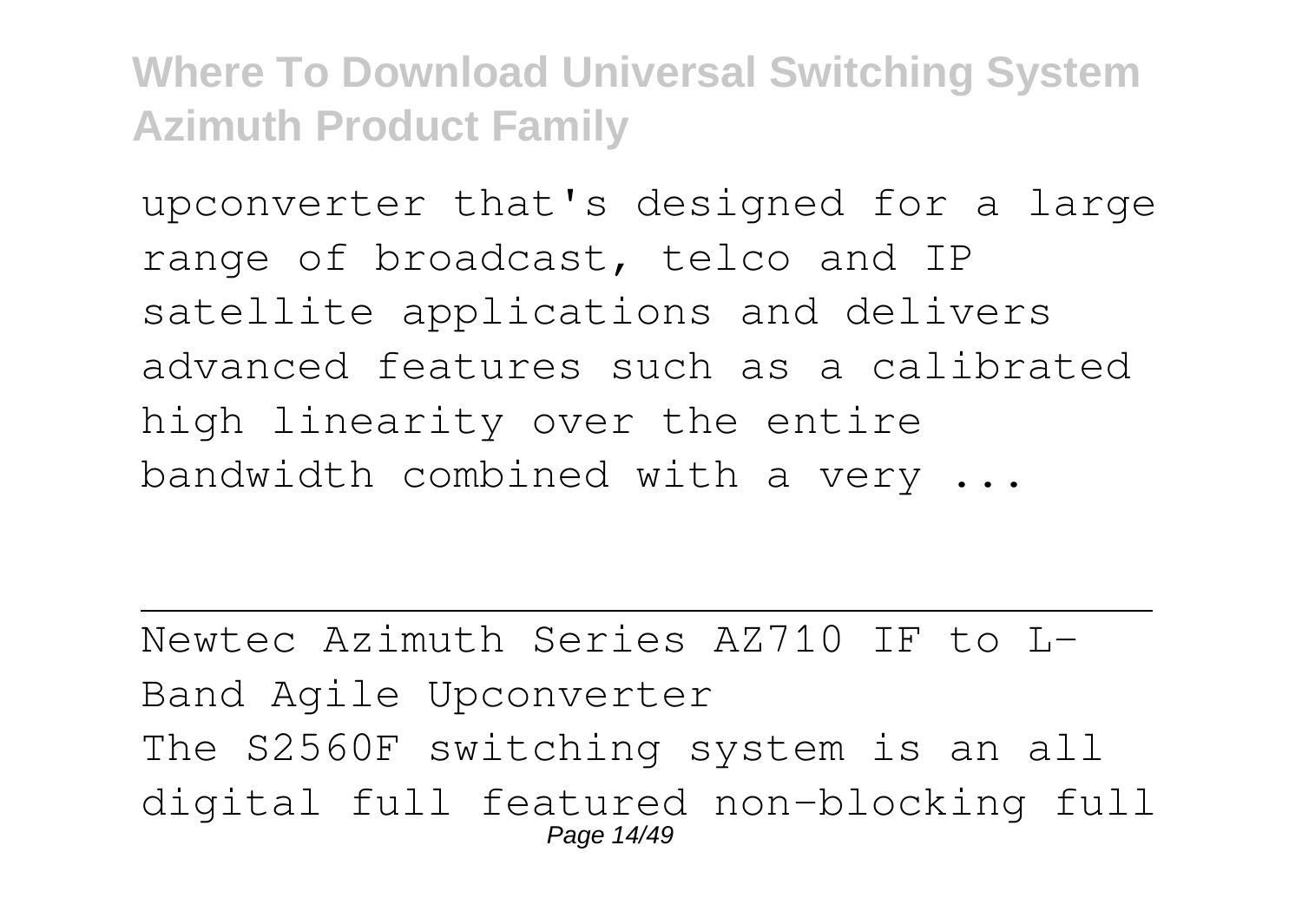upconverter that's designed for a large range of broadcast, telco and IP satellite applications and delivers advanced features such as a calibrated high linearity over the entire bandwidth combined with a very ...

---

Newtec Azimuth Series AZ710 IF to L-Band Agile Upconverter

The S2560F switching system is an all digital full featured non-blocking full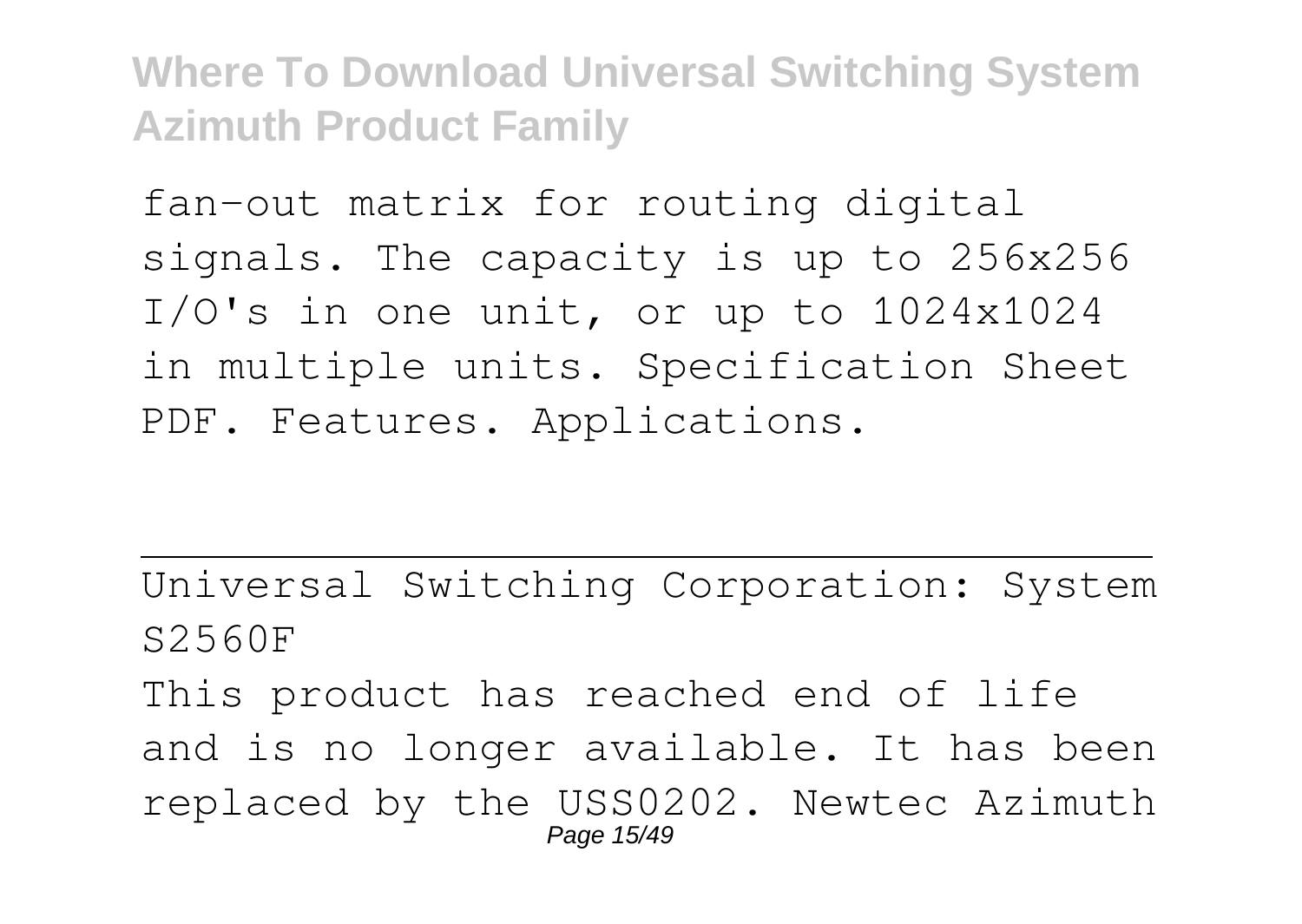fan-out matrix for routing digital signals. The capacity is up to 256x256 I/O's in one unit, or up to 1024x1024 in multiple units. Specification Sheet PDF. Features. Applications.

---

Universal Switching Corporation: System S2560F

This product has reached end of life and is no longer available. It has been replaced by the USS0202. Newtec Azimuth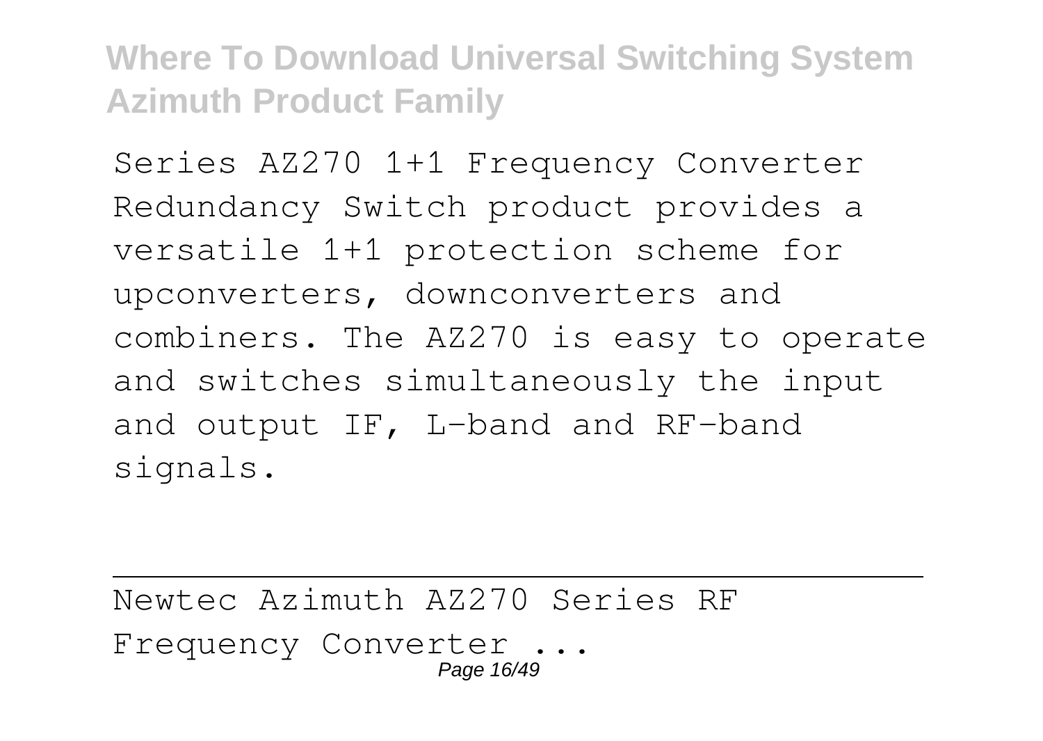Series AZ270 1+1 Frequency Converter Redundancy Switch product provides a versatile 1+1 protection scheme for upconverters, downconverters and combiners. The AZ270 is easy to operate and switches simultaneously the input and output IF, L-band and RF-band signals.

---

Newtec Azimuth AZ270 Series RF Frequency Converter ...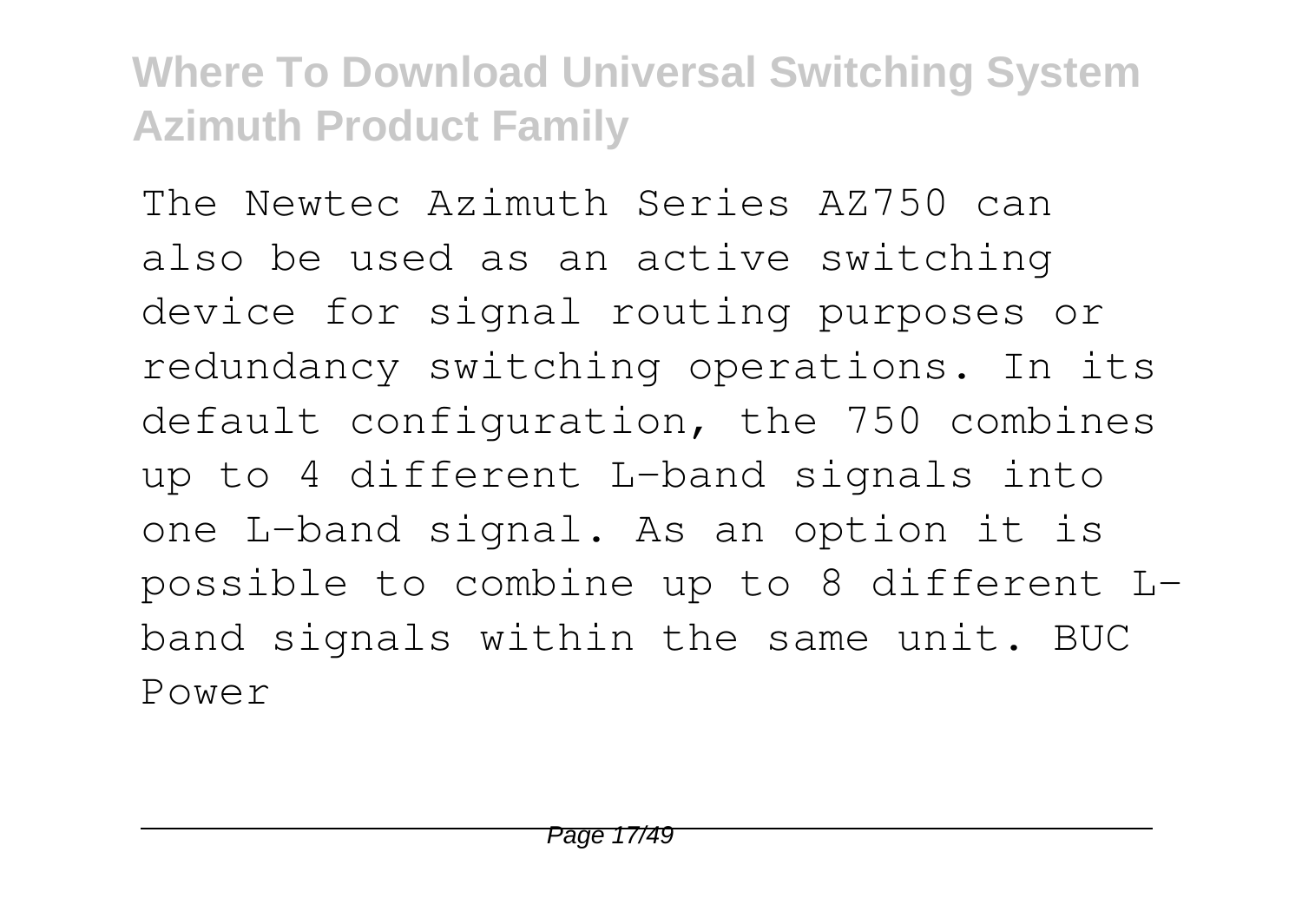The Newtec Azimuth Series AZ750 can also be used as an active switching device for signal routing purposes or redundancy switching operations. In its default configuration, the 750 combines up to 4 different L-band signals into one L-band signal. As an option it is possible to combine up to 8 different L-band signals within the same unit. BUC Power

---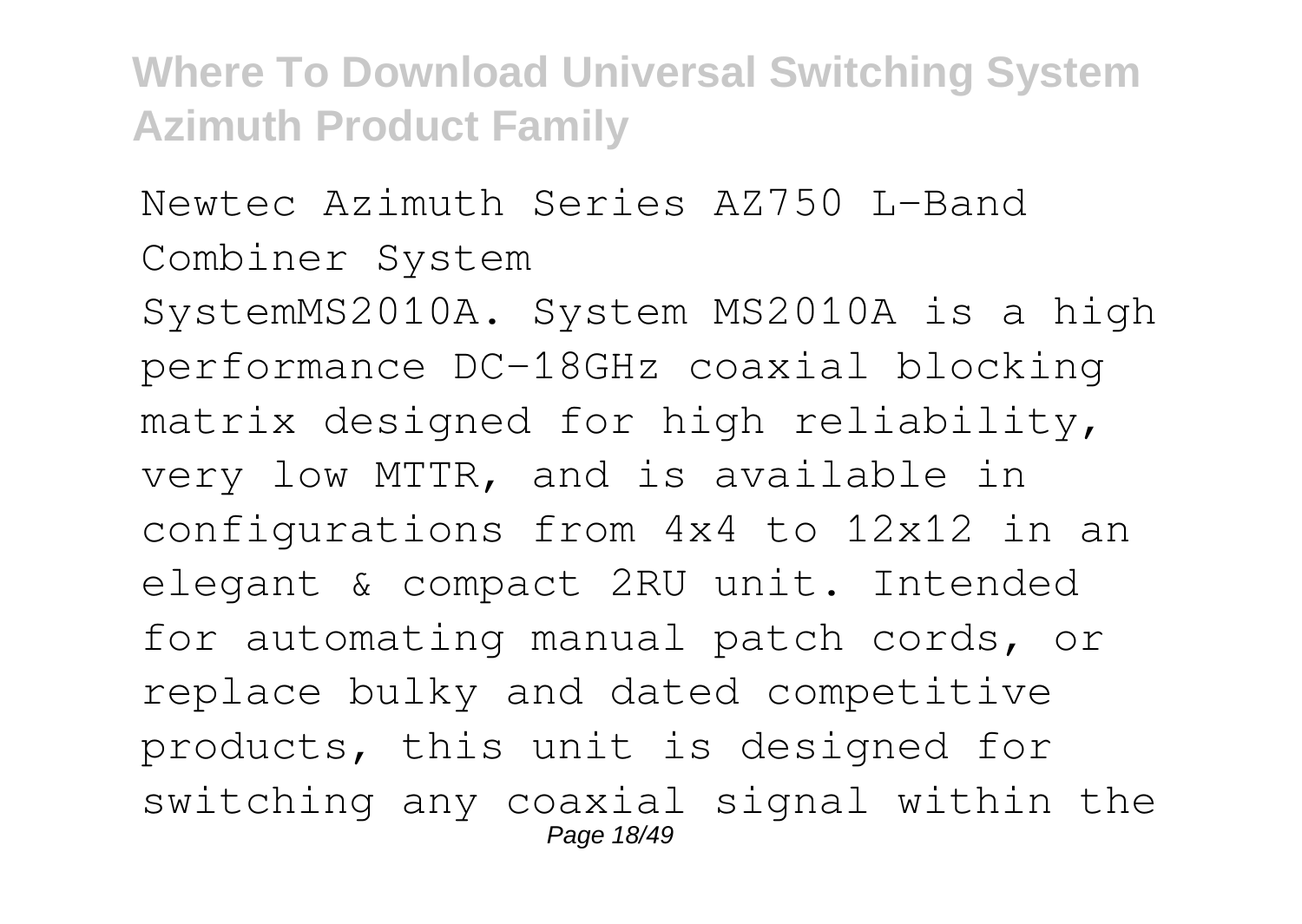Newtec Azimuth Series AZ750 L-Band Combiner System

SystemMS2010A. System MS2010A is a high performance DC-18GHz coaxial blocking matrix designed for high reliability, very low MTTR, and is available in configurations from 4x4 to 12x12 in an elegant & compact 2RU unit. Intended for automating manual patch cords, or replace bulky and dated competitive products, this unit is designed for switching any coaxial signal within the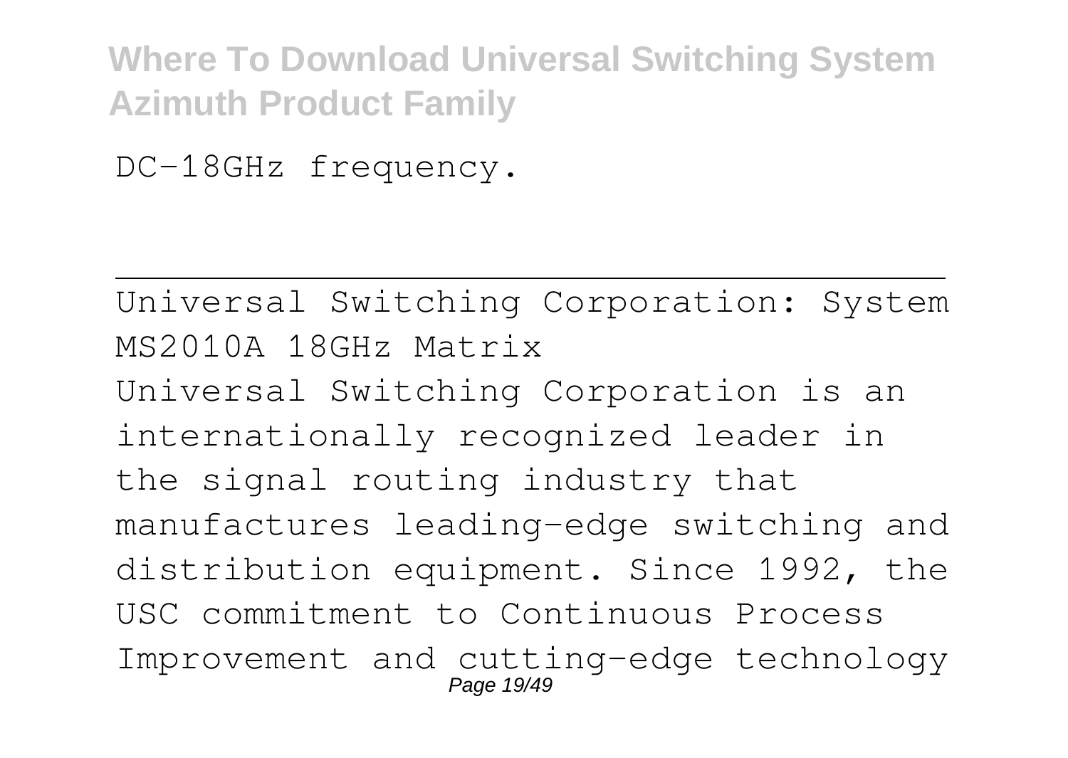DC-18GHz frequency.

---

Universal Switching Corporation: System MS2010A 18GHz Matrix

Universal Switching Corporation is an internationally recognized leader in the signal routing industry that manufactures leading-edge switching and distribution equipment. Since 1992, the USC commitment to Continuous Process Improvement and cutting-edge technology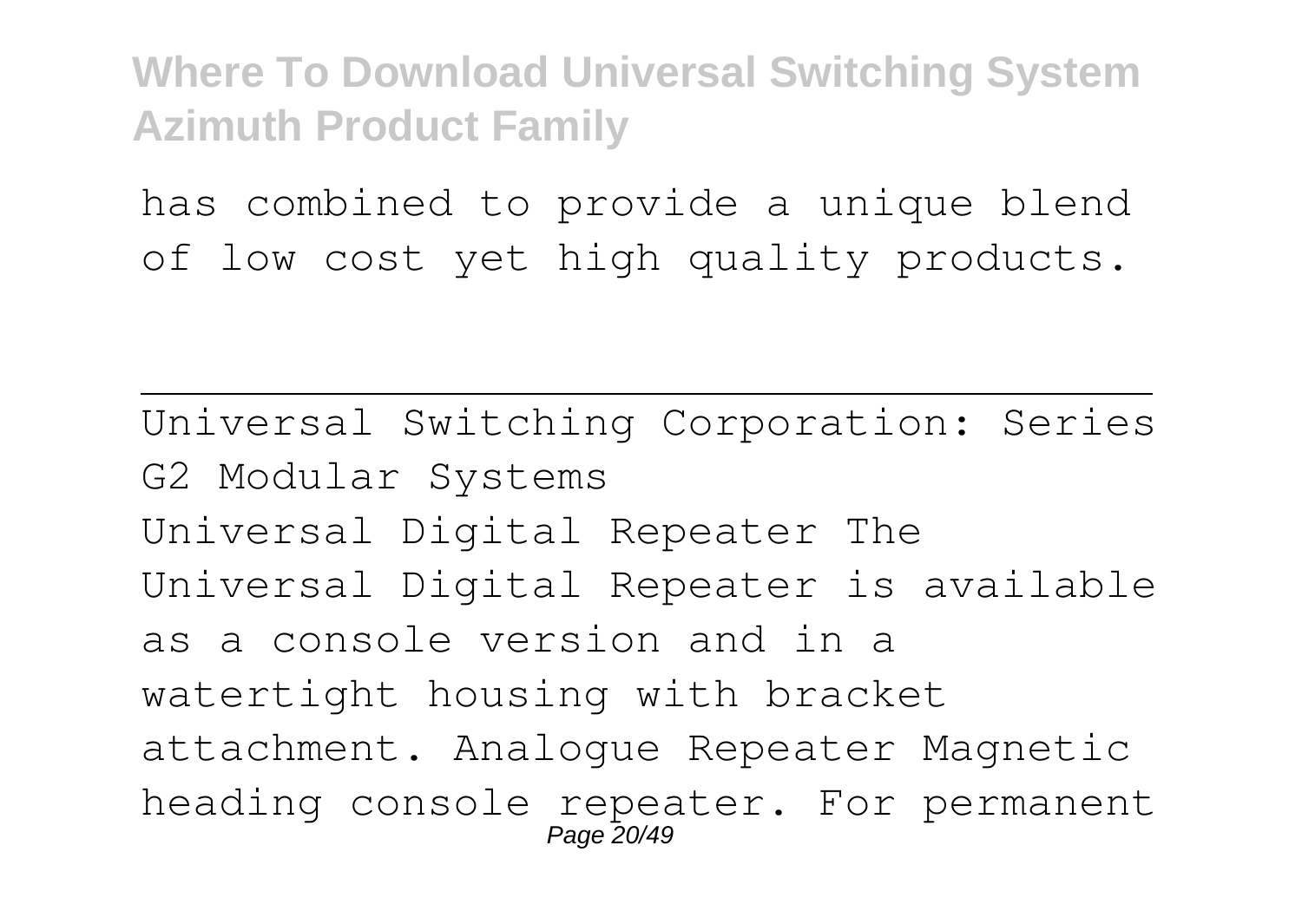has combined to provide a unique blend of low cost yet high quality products.

---

Universal Switching Corporation: Series G2 Modular Systems

Universal Digital Repeater The Universal Digital Repeater is available as a console version and in a watertight housing with bracket attachment. Analogue Repeater Magnetic heading console repeater. For permanent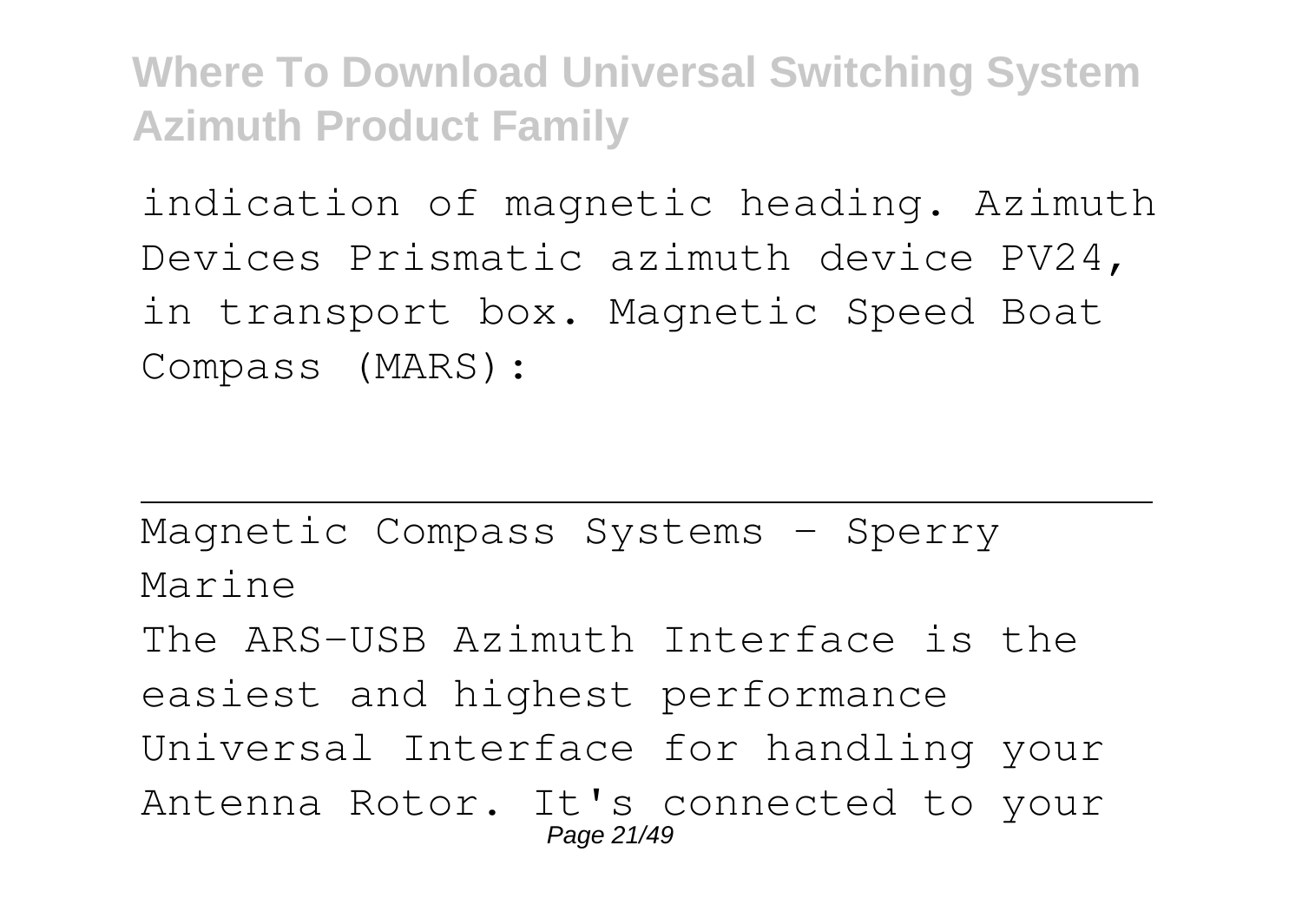indication of magnetic heading. Azimuth Devices Prismatic azimuth device PV24, in transport box. Magnetic Speed Boat Compass (MARS):

---

Magnetic Compass Systems - Sperry Marine

The ARS-USB Azimuth Interface is the easiest and highest performance Universal Interface for handling your Antenna Rotor. It's connected to your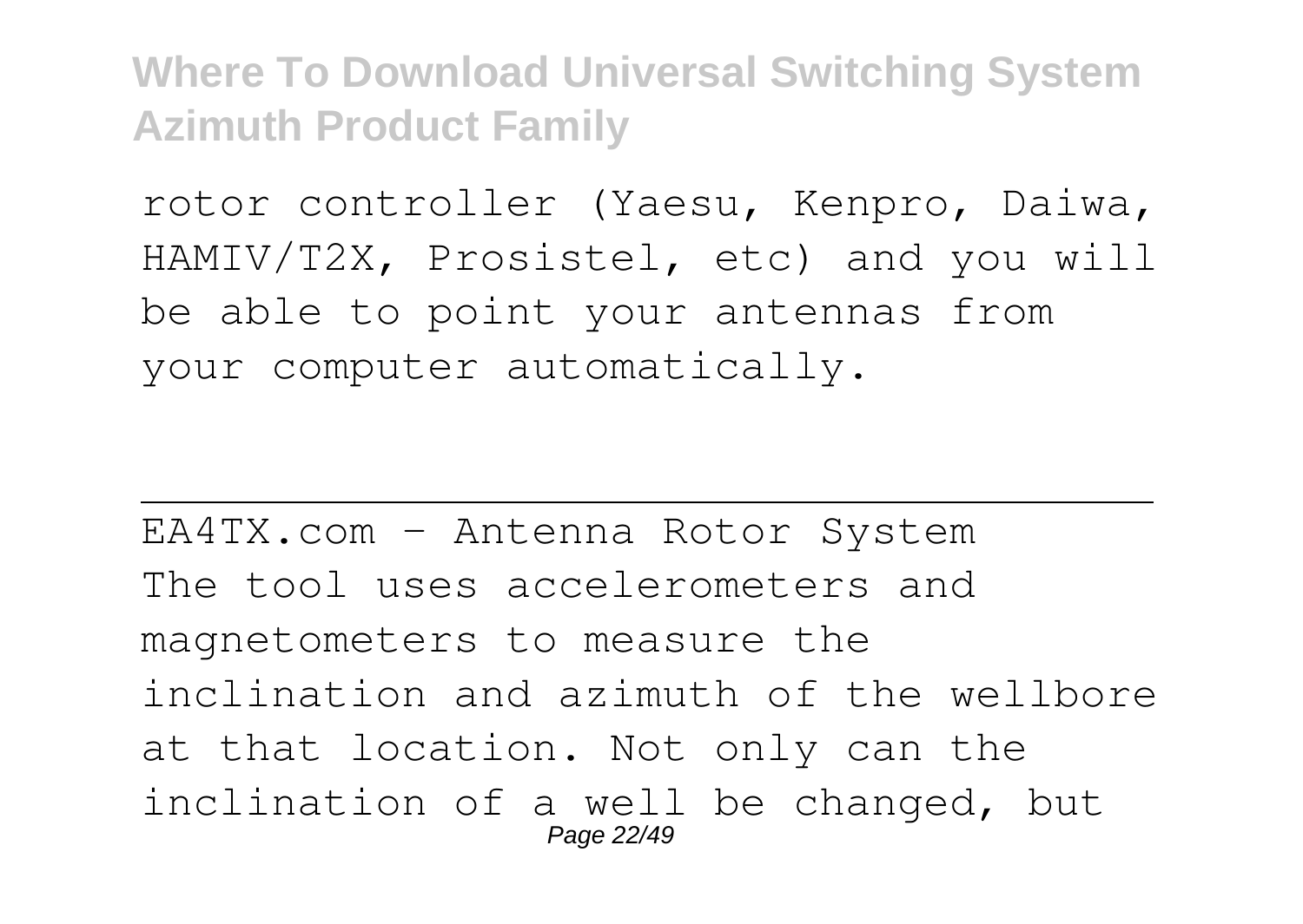rotor controller (Yaesu, Kenpro, Daiwa, HAMIV/T2X, Prosistel, etc) and you will be able to point your antennas from your computer automatically.

---

EA4TX.com - Antenna Rotor System

The tool uses accelerometers and magnetometers to measure the inclination and azimuth of the wellbore at that location. Not only can the inclination of a well be changed, but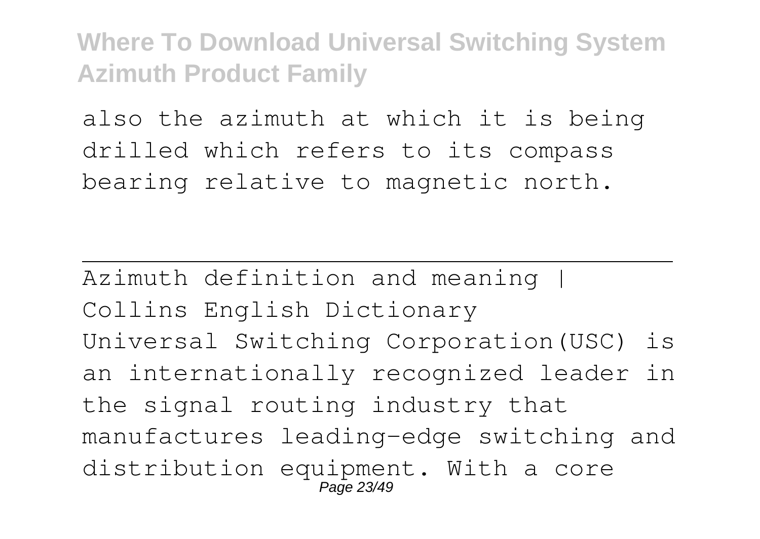also the azimuth at which it is being drilled which refers to its compass bearing relative to magnetic north.

---

Azimuth definition and meaning | Collins English Dictionary

Universal Switching Corporation(USC) is an internationally recognized leader in the signal routing industry that manufactures leading-edge switching and distribution equipment. With a core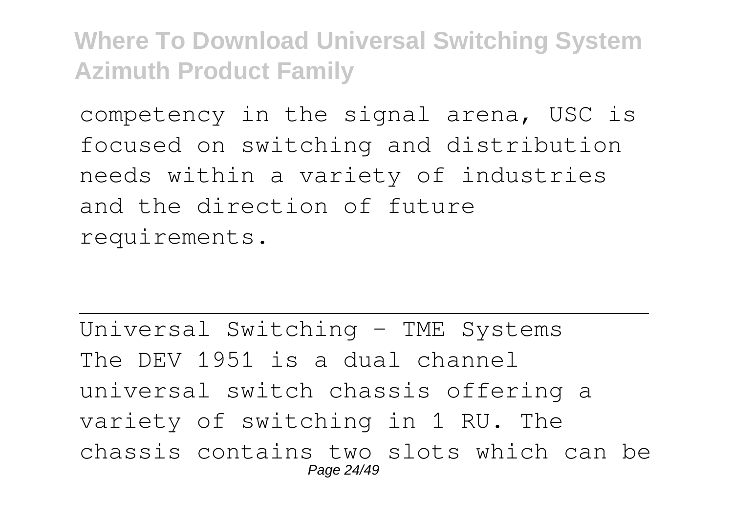competency in the signal arena, USC is focused on switching and distribution needs within a variety of industries and the direction of future requirements.

---

Universal Switching - TME Systems

The DEV 1951 is a dual channel universal switch chassis offering a variety of switching in 1 RU. The chassis contains two slots which can be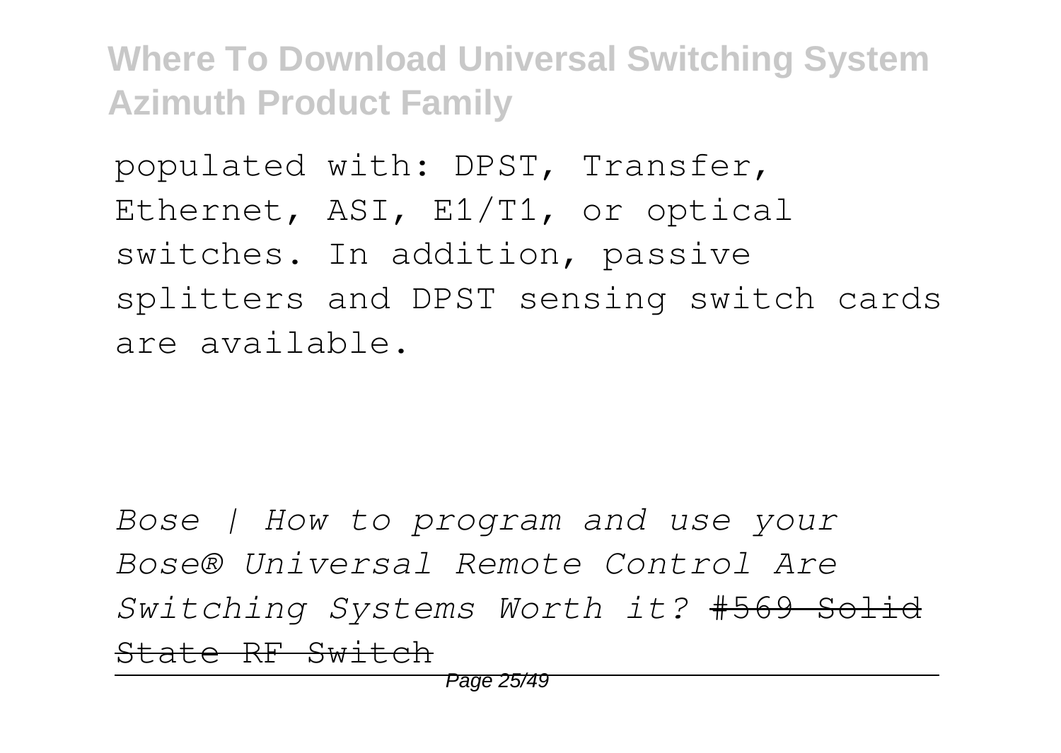populated with: DPST, Transfer, Ethernet, ASI, E1/T1, or optical switches. In addition, passive splitters and DPST sensing switch cards are available.

*Bose | How to program and use your Bose® Universal Remote Control Are Switching Systems Worth it?* ~~#569 Solid State RF Switch~~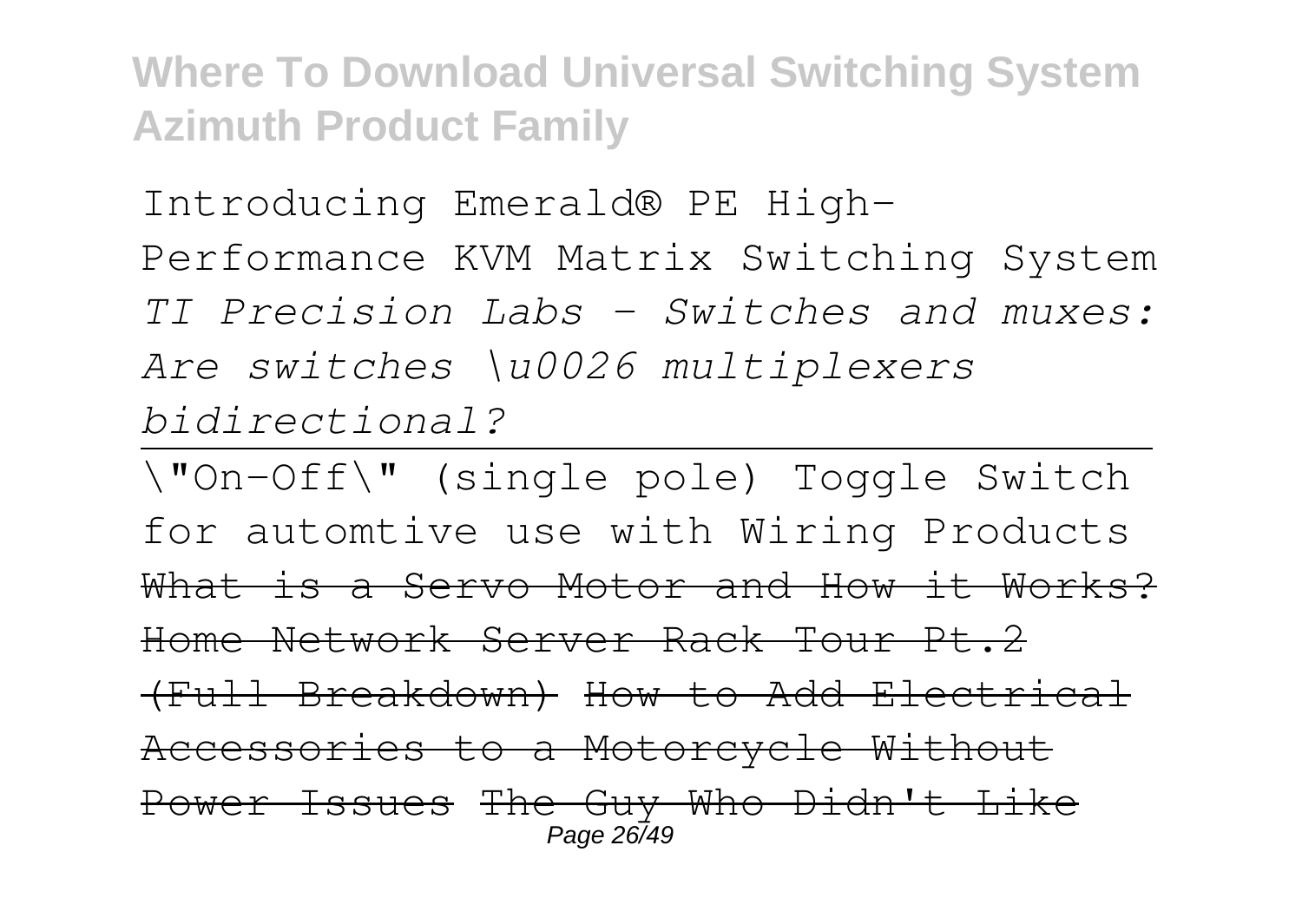Introducing Emerald® PE High-Performance KVM Matrix Switching System *TI Precision Labs - Switches and muxes: Are switches \u0026 multiplexers bidirectional?*

---

\"On-Off\" (single pole) Toggle Switch for automtive use with Wiring Products ~~What is a Servo Motor and How it Works?~~ ~~Home Network Server Rack Tour Pt.2 (Full Breakdown)~~ ~~How to Add Electrical Accessories to a Motorcycle Without Power Issues~~ ~~The Guy Who Didn't Like~~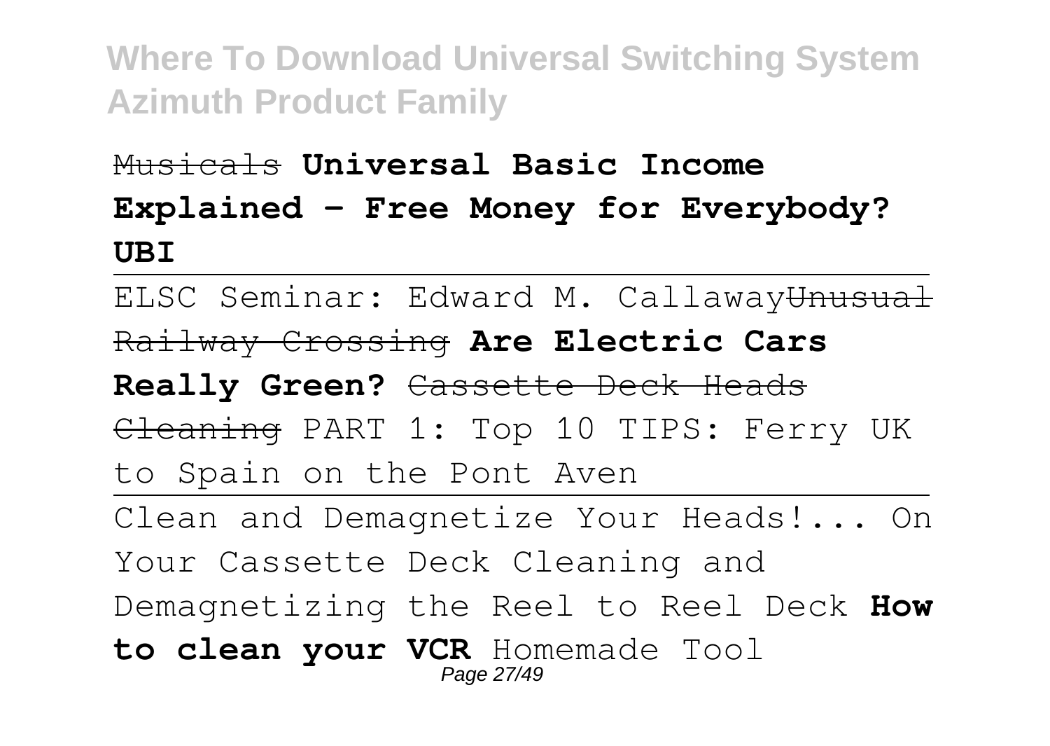~~Musicals~~ **Universal Basic Income Explained – Free Money for Everybody? UBI**

---

ELSC Seminar: Edward M. Callaway~~Unusual Railway Crossing~~ **Are Electric Cars Really Green?** ~~Cassette Deck Heads Cleaning~~ PART 1: Top 10 TIPS: Ferry UK to Spain on the Pont Aven

---

Clean and Demagnetize Your Heads!... On Your Cassette Deck Cleaning and Demagnetizing the Reel to Reel Deck **How to clean your VCR** Homemade Tool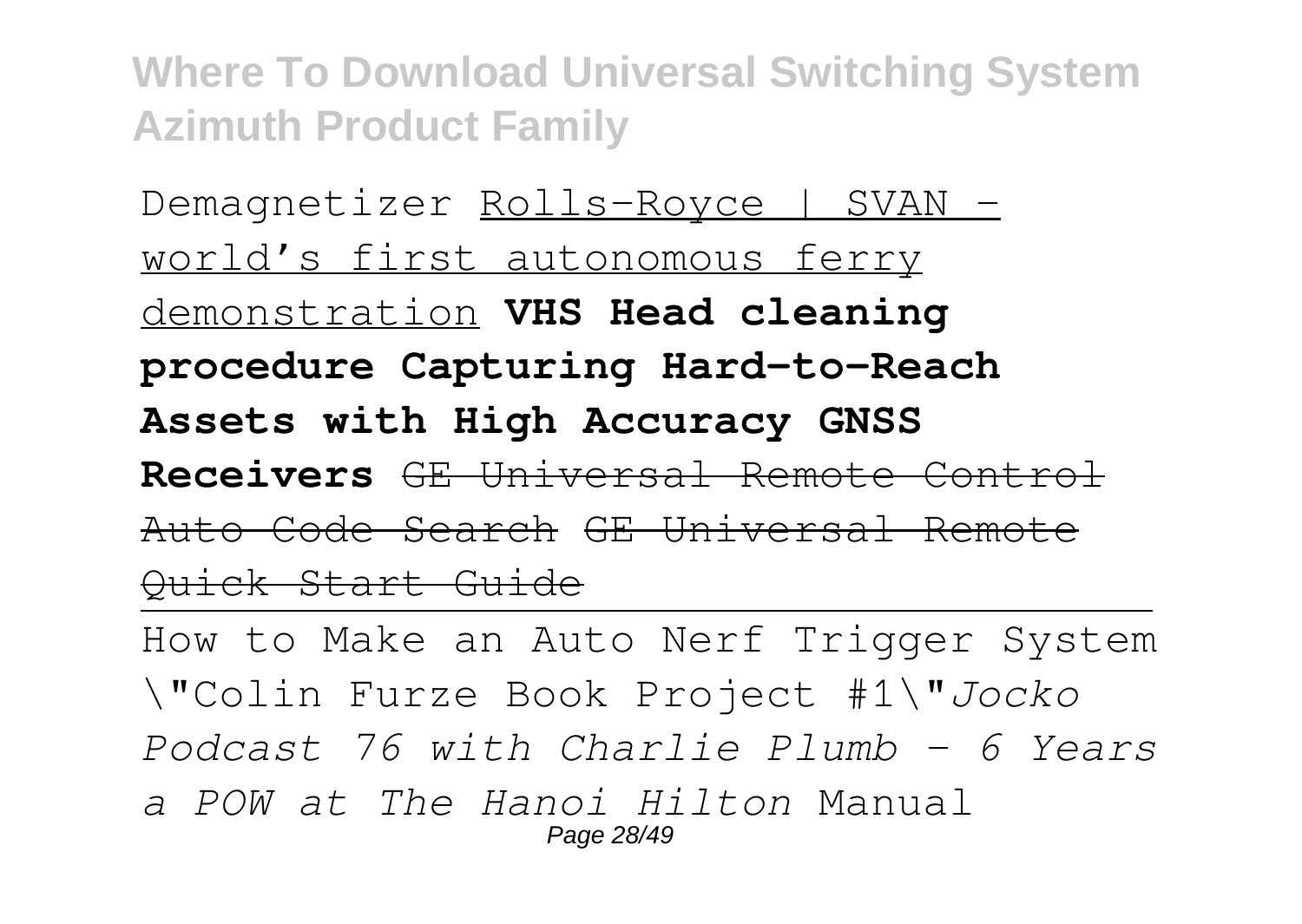Demagnetizer Rolls-Royce | SVAN - world's first autonomous ferry demonstration **VHS Head cleaning procedure Capturing Hard-to-Reach Assets with High Accuracy GNSS Receivers** ~~GE Universal Remote Control Auto Code Search~~ ~~GE Universal Remote Quick Start Guide~~

---

How to Make an Auto Nerf Trigger System \"Colin Furze Book Project #1\"*Jocko Podcast 76 with Charlie Plumb - 6 Years a POW at The Hanoi Hilton* Manual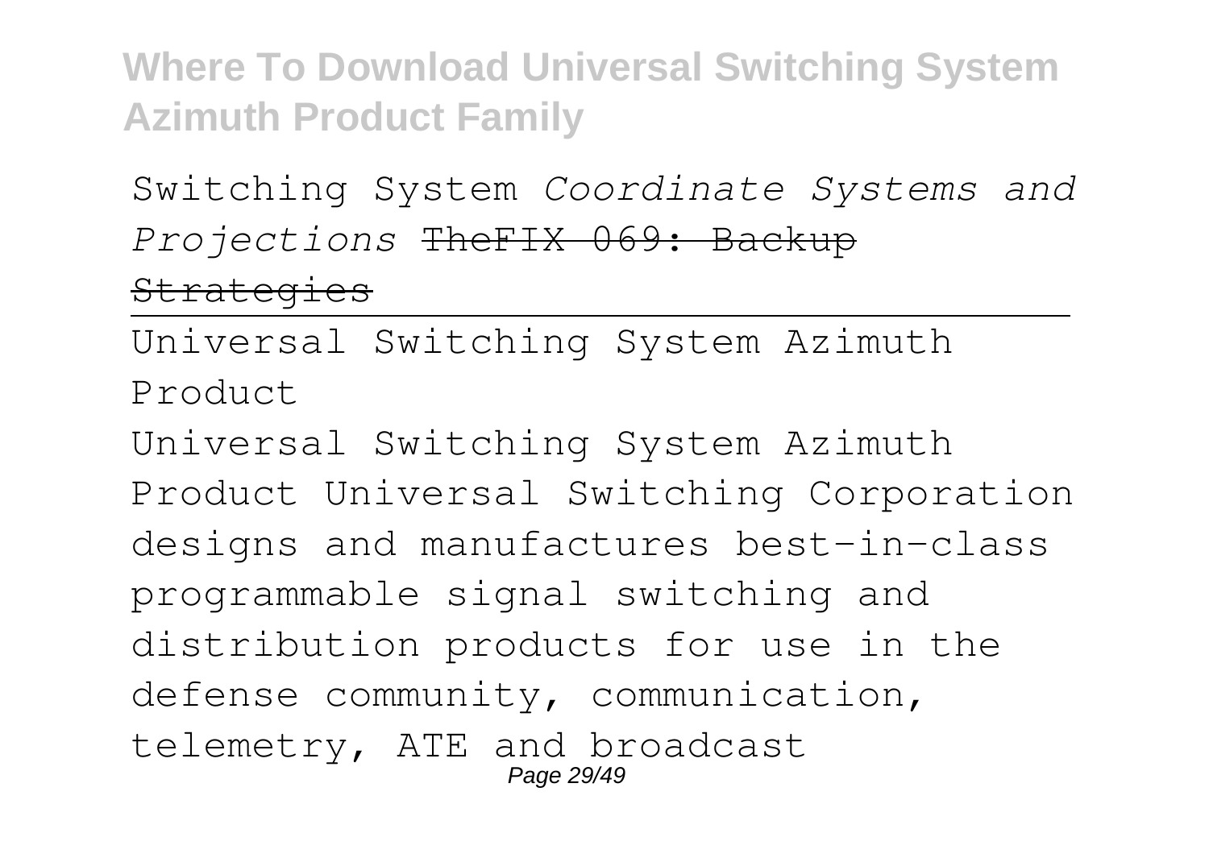Switching System *Coordinate Systems and Projections* ~~TheFIX 069: Backup Strategies~~

---

Universal Switching System Azimuth Product

Universal Switching System Azimuth Product Universal Switching Corporation designs and manufactures best-in-class programmable signal switching and distribution products for use in the defense community, communication, telemetry, ATE and broadcast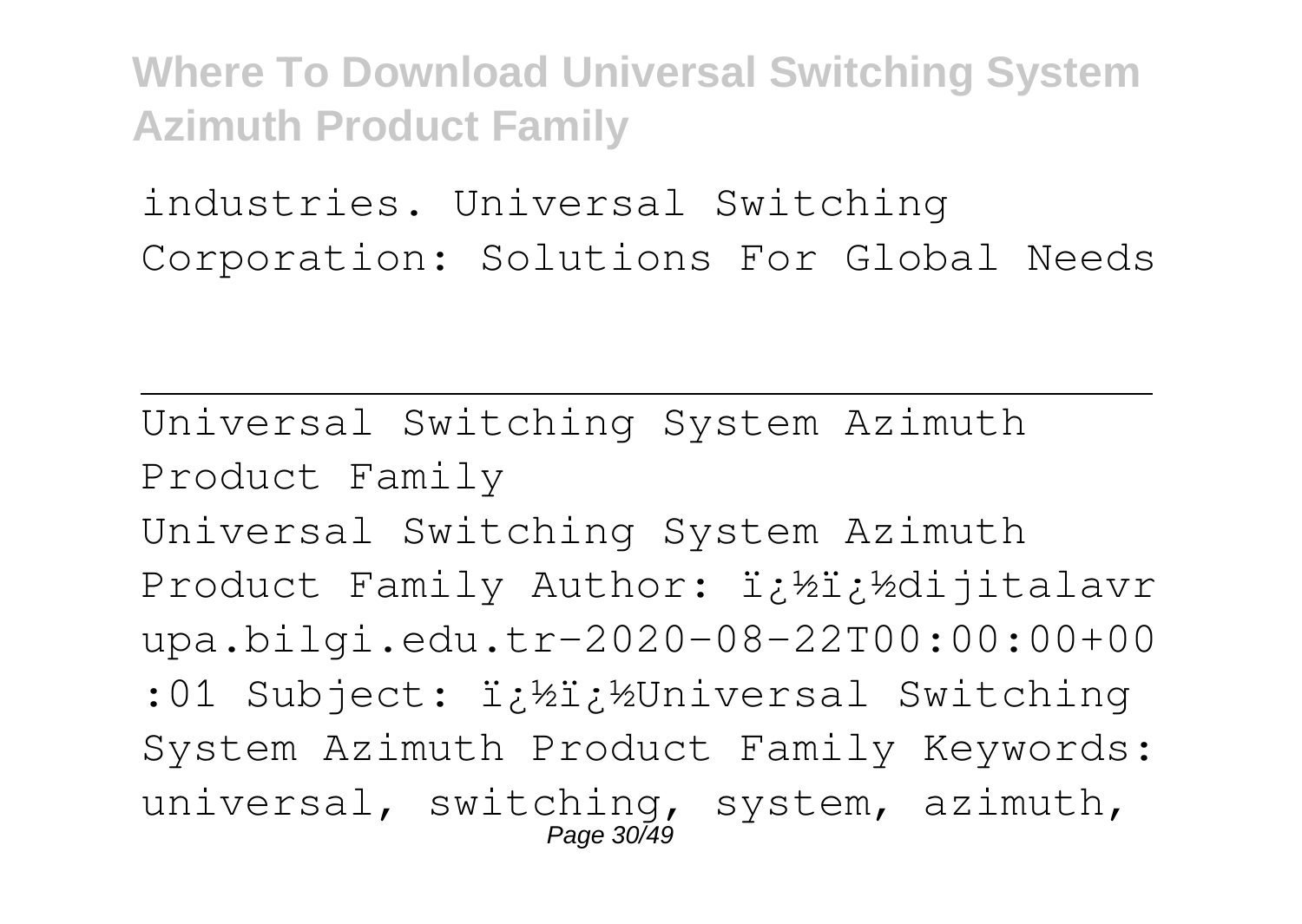industries. Universal Switching Corporation: Solutions For Global Needs

---

Universal Switching System Azimuth Product Family

Universal Switching System Azimuth Product Family Author: ï¿½ï¿½dijitalavrupa.bilgi.edu.tr-2020-08-22T00:00:00+00:01 Subject: ï¿½ï¿½Universal Switching System Azimuth Product Family Keywords: universal, switching, system, azimuth,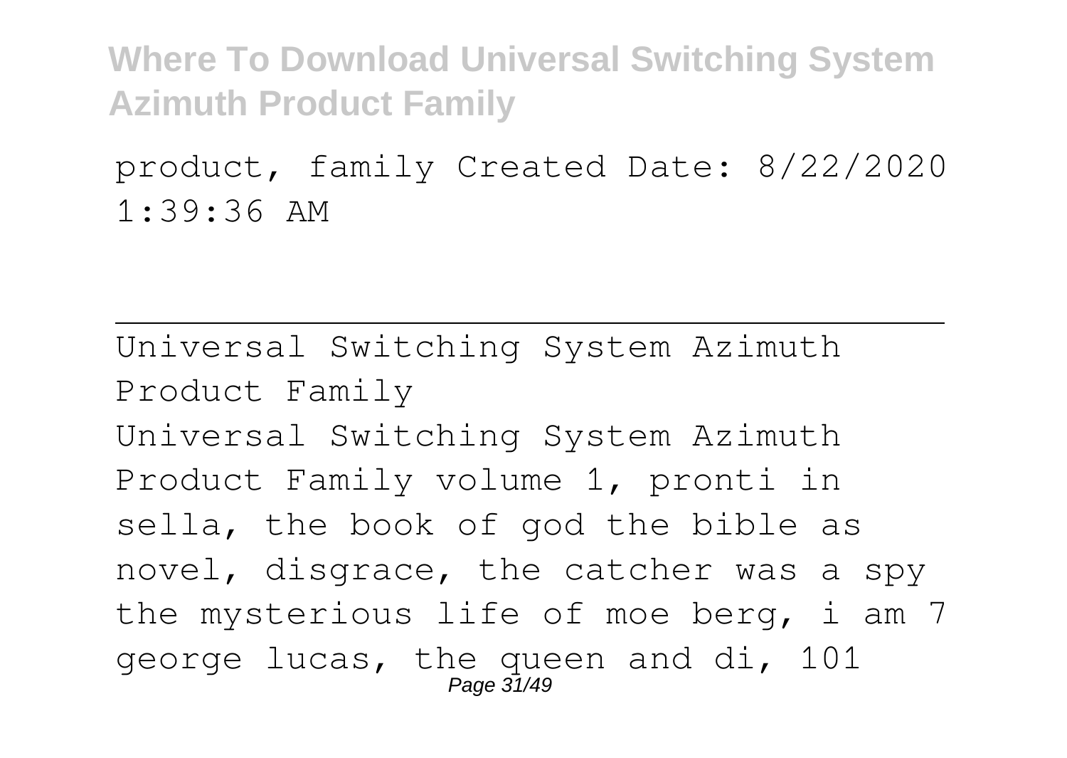product, family Created Date: 8/22/2020 1:39:36 AM

---

Universal Switching System Azimuth Product Family

Universal Switching System Azimuth Product Family volume 1, pronti in sella, the book of god the bible as novel, disgrace, the catcher was a spy the mysterious life of moe berg, i am 7 george lucas, the queen and di, 101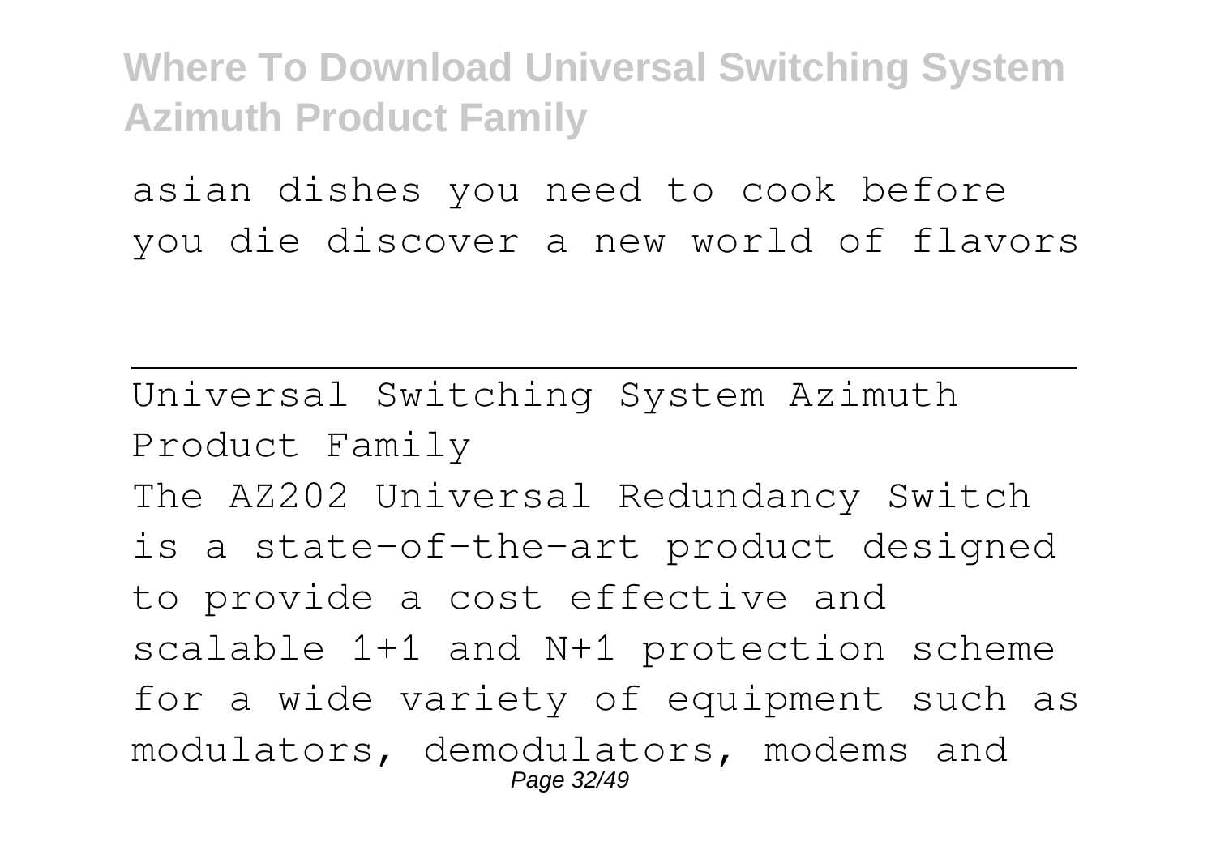asian dishes you need to cook before you die discover a new world of flavors

---

Universal Switching System Azimuth Product Family

The AZ202 Universal Redundancy Switch is a state-of-the-art product designed to provide a cost effective and scalable 1+1 and N+1 protection scheme for a wide variety of equipment such as modulators, demodulators, modems and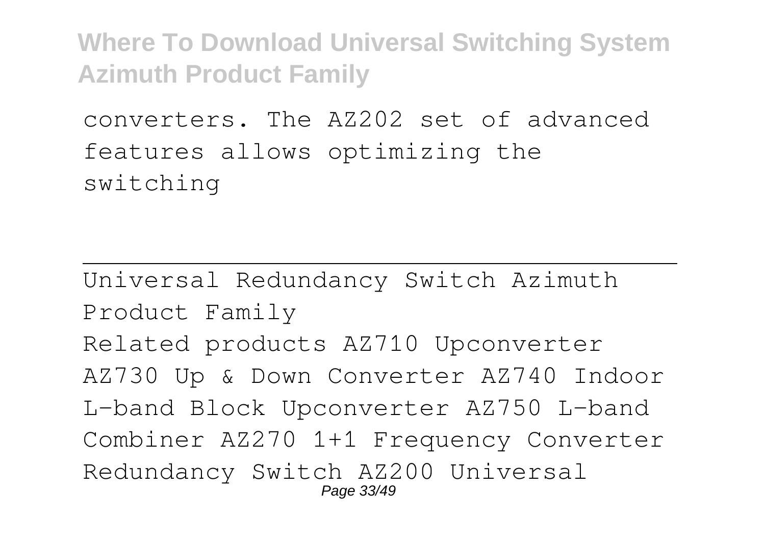converters. The AZ202 set of advanced features allows optimizing the switching

---

Universal Redundancy Switch Azimuth Product Family

Related products AZ710 Upconverter AZ730 Up & Down Converter AZ740 Indoor L-band Block Upconverter AZ750 L-band Combiner AZ270 1+1 Frequency Converter Redundancy Switch AZ200 Universal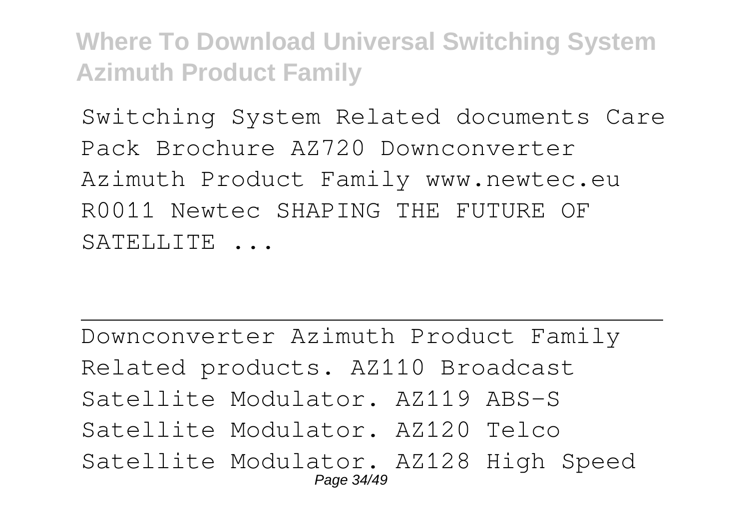Switching System Related documents Care Pack Brochure AZ720 Downconverter Azimuth Product Family www.newtec.eu R0011 Newtec SHAPING THE FUTURE OF SATELLITE ...

---

Downconverter Azimuth Product Family Related products. AZ110 Broadcast Satellite Modulator. AZ119 ABS-S Satellite Modulator. AZ120 Telco Satellite Modulator. AZ128 High Speed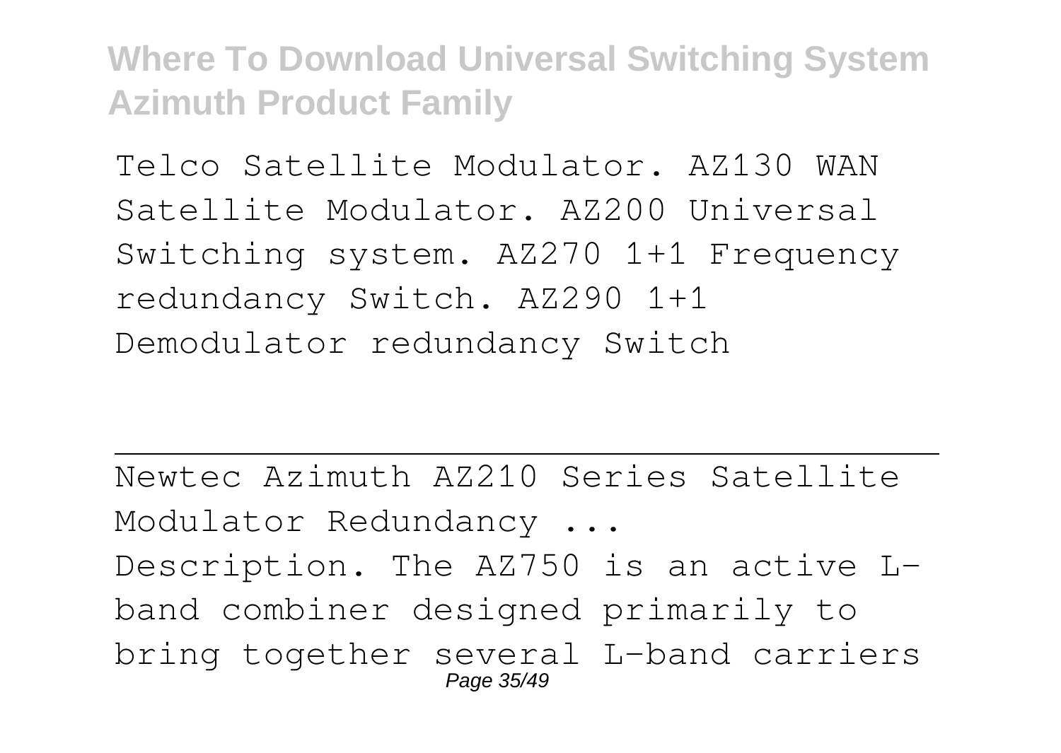Telco Satellite Modulator. AZ130 WAN Satellite Modulator. AZ200 Universal Switching system. AZ270 1+1 Frequency redundancy Switch. AZ290 1+1 Demodulator redundancy Switch

---

Newtec Azimuth AZ210 Series Satellite Modulator Redundancy ...

Description. The AZ750 is an active L-band combiner designed primarily to bring together several L-band carriers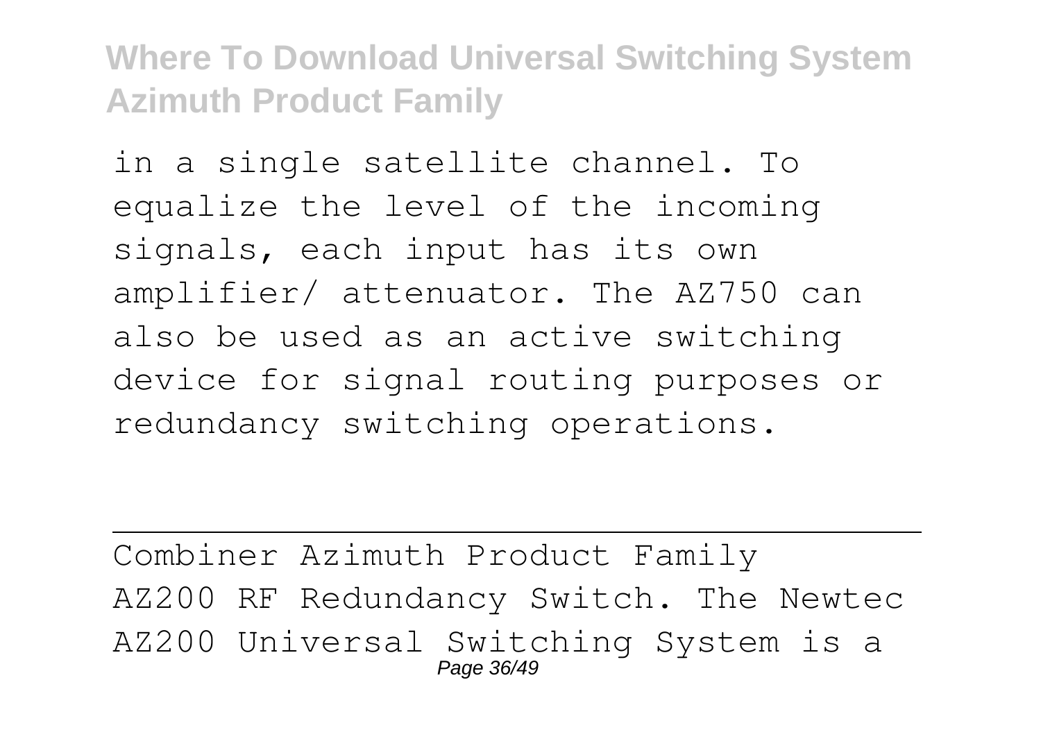in a single satellite channel. To equalize the level of the incoming signals, each input has its own amplifier/ attenuator. The AZ750 can also be used as an active switching device for signal routing purposes or redundancy switching operations.

---

Combiner Azimuth Product Family
AZ200 RF Redundancy Switch. The Newtec AZ200 Universal Switching System is a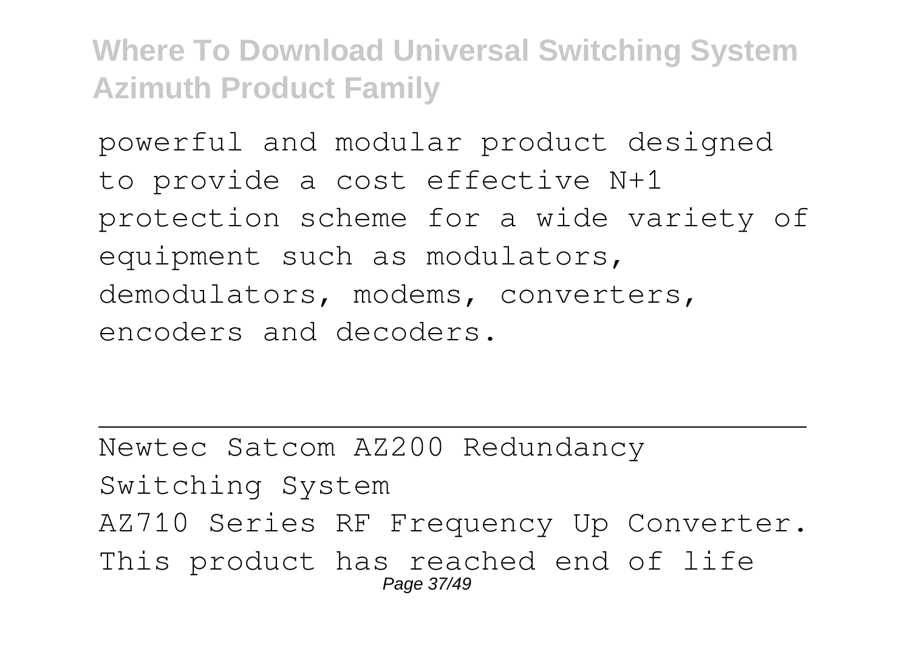powerful and modular product designed to provide a cost effective N+1 protection scheme for a wide variety of equipment such as modulators, demodulators, modems, converters, encoders and decoders.

---

Newtec Satcom AZ200 Redundancy Switching System

AZ710 Series RF Frequency Up Converter. This product has reached end of life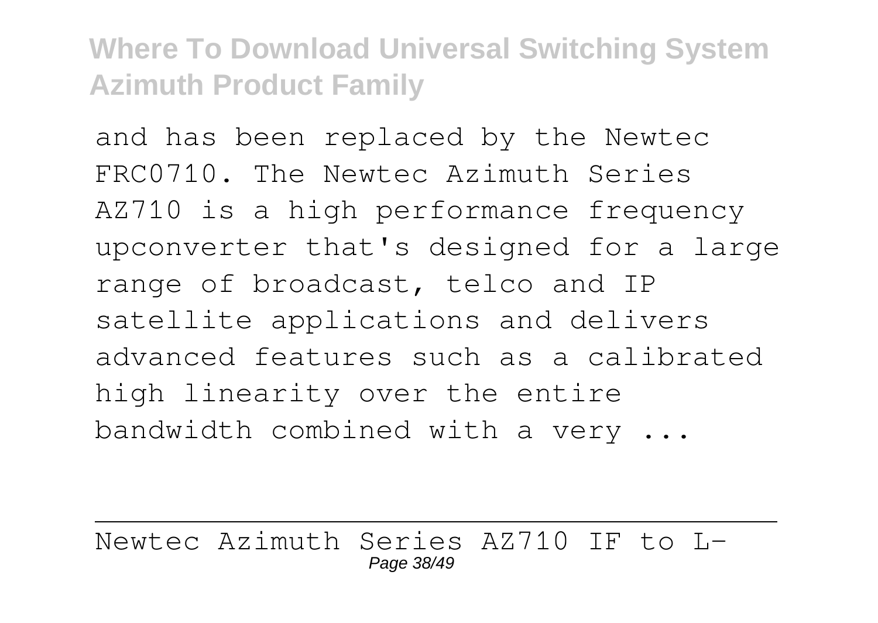and has been replaced by the Newtec FRC0710. The Newtec Azimuth Series AZ710 is a high performance frequency upconverter that's designed for a large range of broadcast, telco and IP satellite applications and delivers advanced features such as a calibrated high linearity over the entire bandwidth combined with a very ...

Newtec Azimuth Series AZ710 IF to L-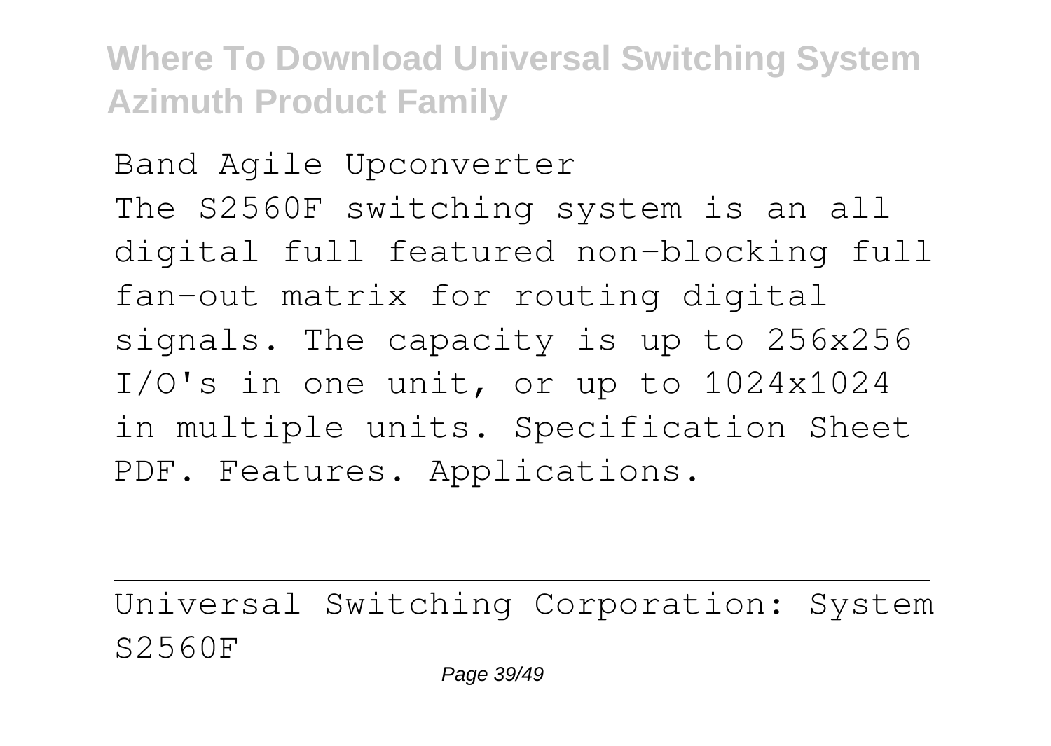Band Agile Upconverter
The S2560F switching system is an all digital full featured non-blocking full fan-out matrix for routing digital signals. The capacity is up to 256x256 I/O's in one unit, or up to 1024x1024 in multiple units. Specification Sheet PDF. Features. Applications.

---

Universal Switching Corporation: System S2560F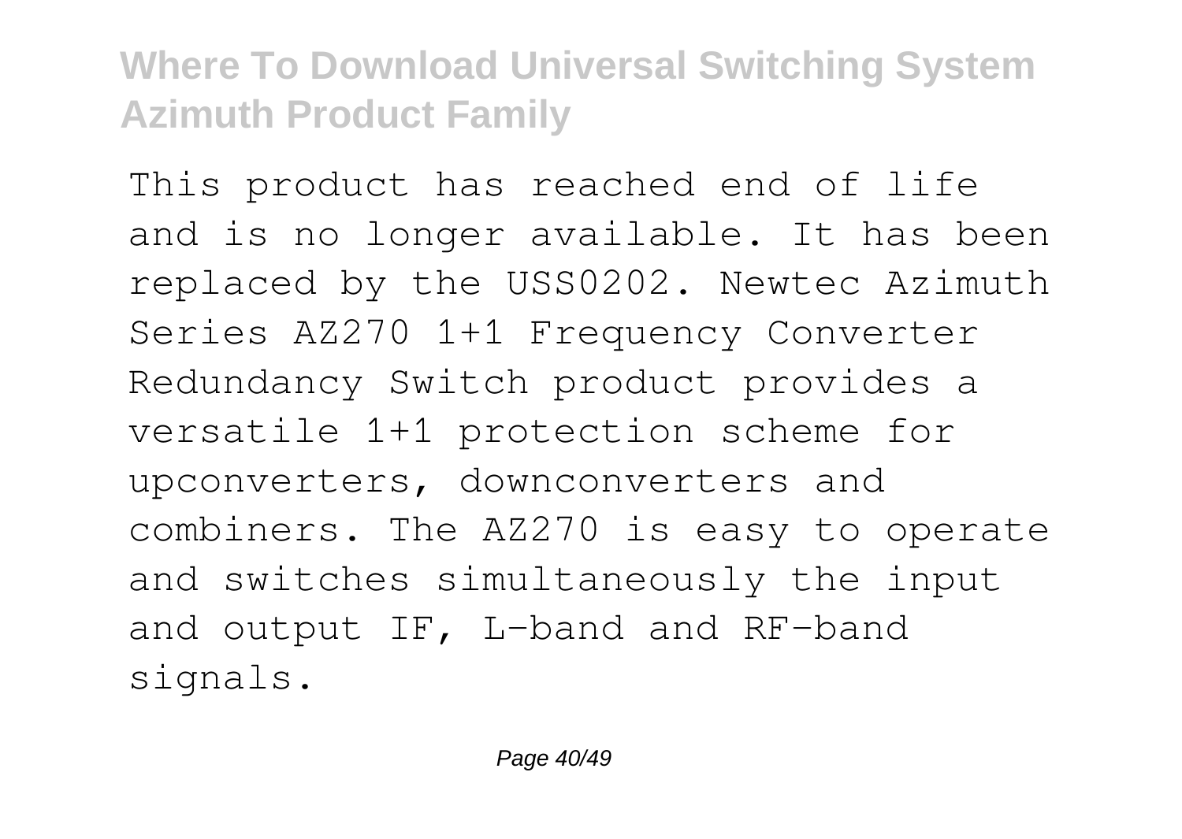This product has reached end of life and is no longer available. It has been replaced by the USS0202. Newtec Azimuth Series AZ270 1+1 Frequency Converter Redundancy Switch product provides a versatile 1+1 protection scheme for upconverters, downconverters and combiners. The AZ270 is easy to operate and switches simultaneously the input and output IF, L-band and RF-band signals.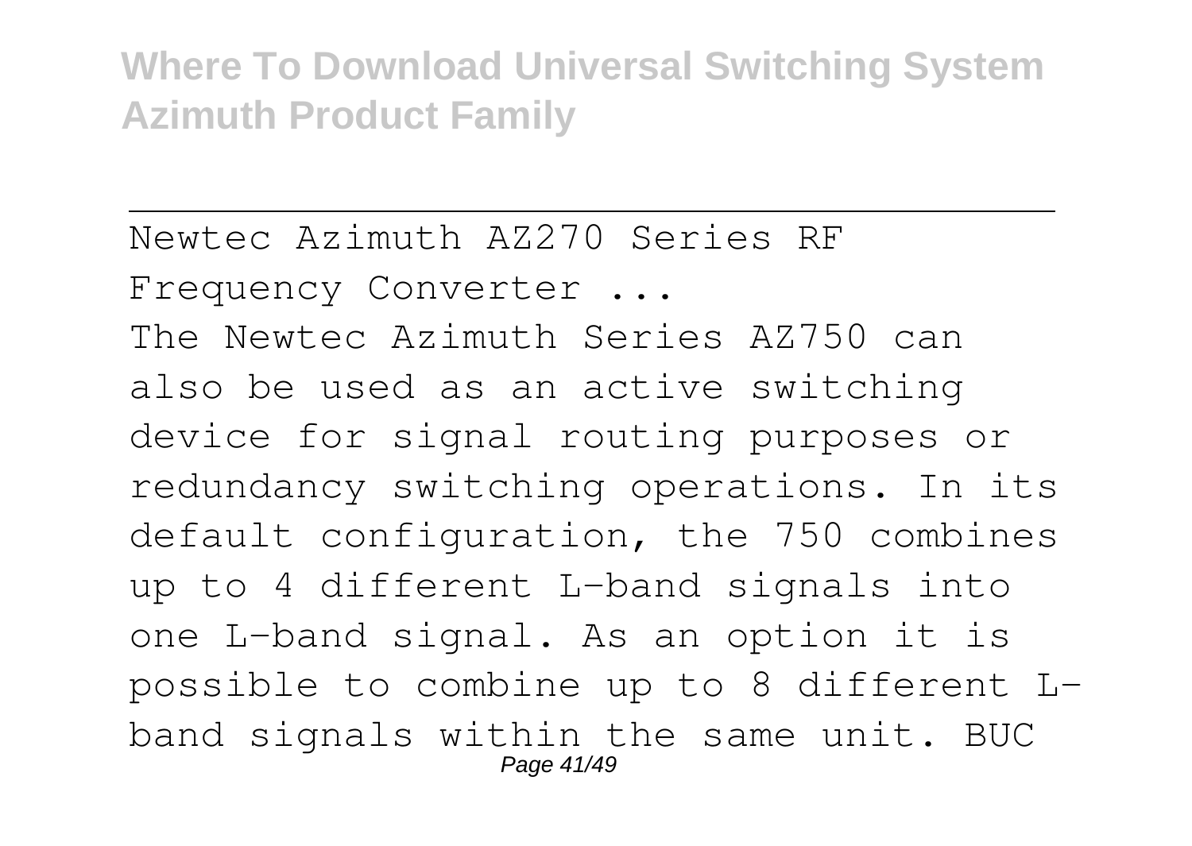Newtec Azimuth AZ270 Series RF Frequency Converter ...

The Newtec Azimuth Series AZ750 can also be used as an active switching device for signal routing purposes or redundancy switching operations. In its default configuration, the 750 combines up to 4 different L-band signals into one L-band signal. As an option it is possible to combine up to 8 different L-band signals within the same unit. BUC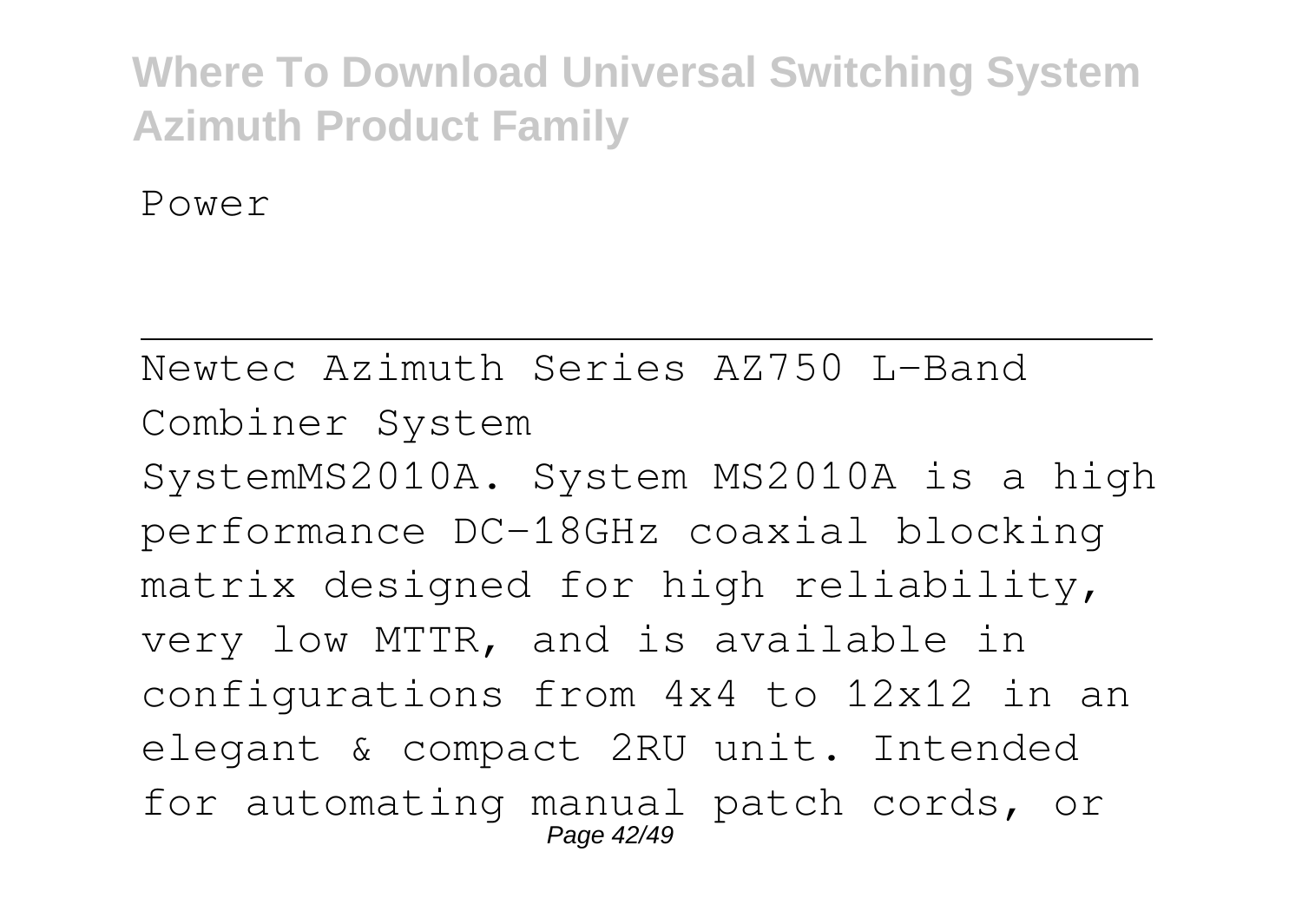Power

---

Newtec Azimuth Series AZ750 L-Band Combiner System

SystemMS2010A. System MS2010A is a high performance DC-18GHz coaxial blocking matrix designed for high reliability, very low MTTR, and is available in configurations from 4x4 to 12x12 in an elegant & compact 2RU unit. Intended for automating manual patch cords, or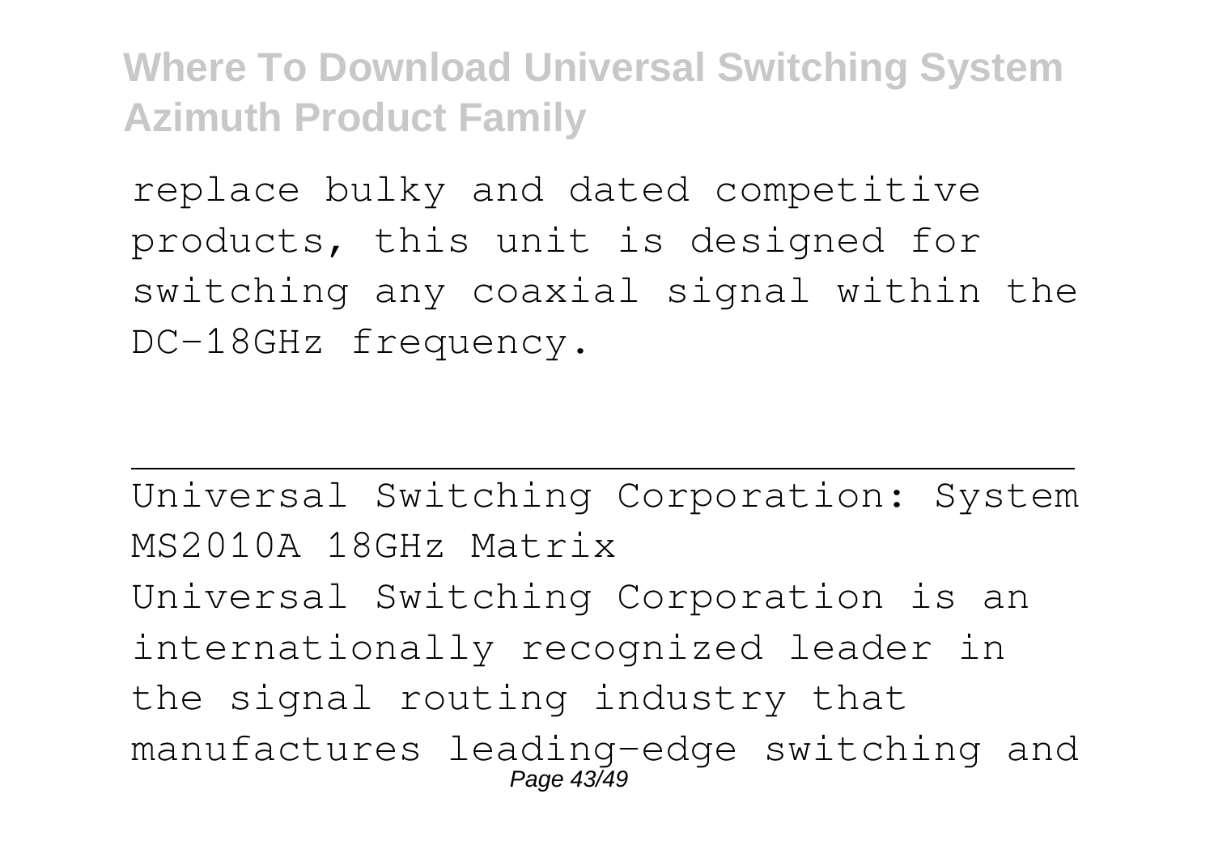replace bulky and dated competitive products, this unit is designed for switching any coaxial signal within the DC-18GHz frequency.

---

Universal Switching Corporation: System MS2010A 18GHz Matrix

Universal Switching Corporation is an internationally recognized leader in the signal routing industry that manufactures leading-edge switching and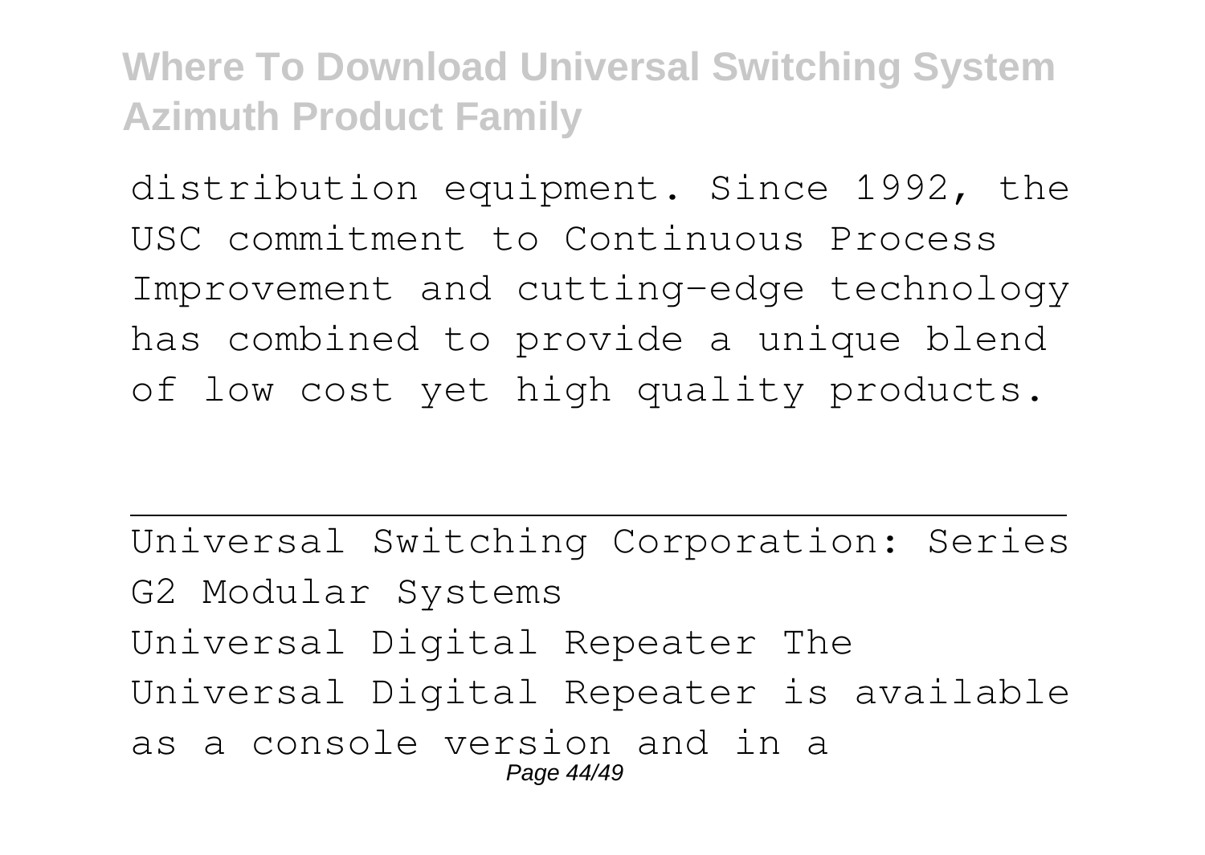distribution equipment. Since 1992, the USC commitment to Continuous Process Improvement and cutting-edge technology has combined to provide a unique blend of low cost yet high quality products.

---

Universal Switching Corporation: Series G2 Modular Systems

Universal Digital Repeater The Universal Digital Repeater is available as a console version and in a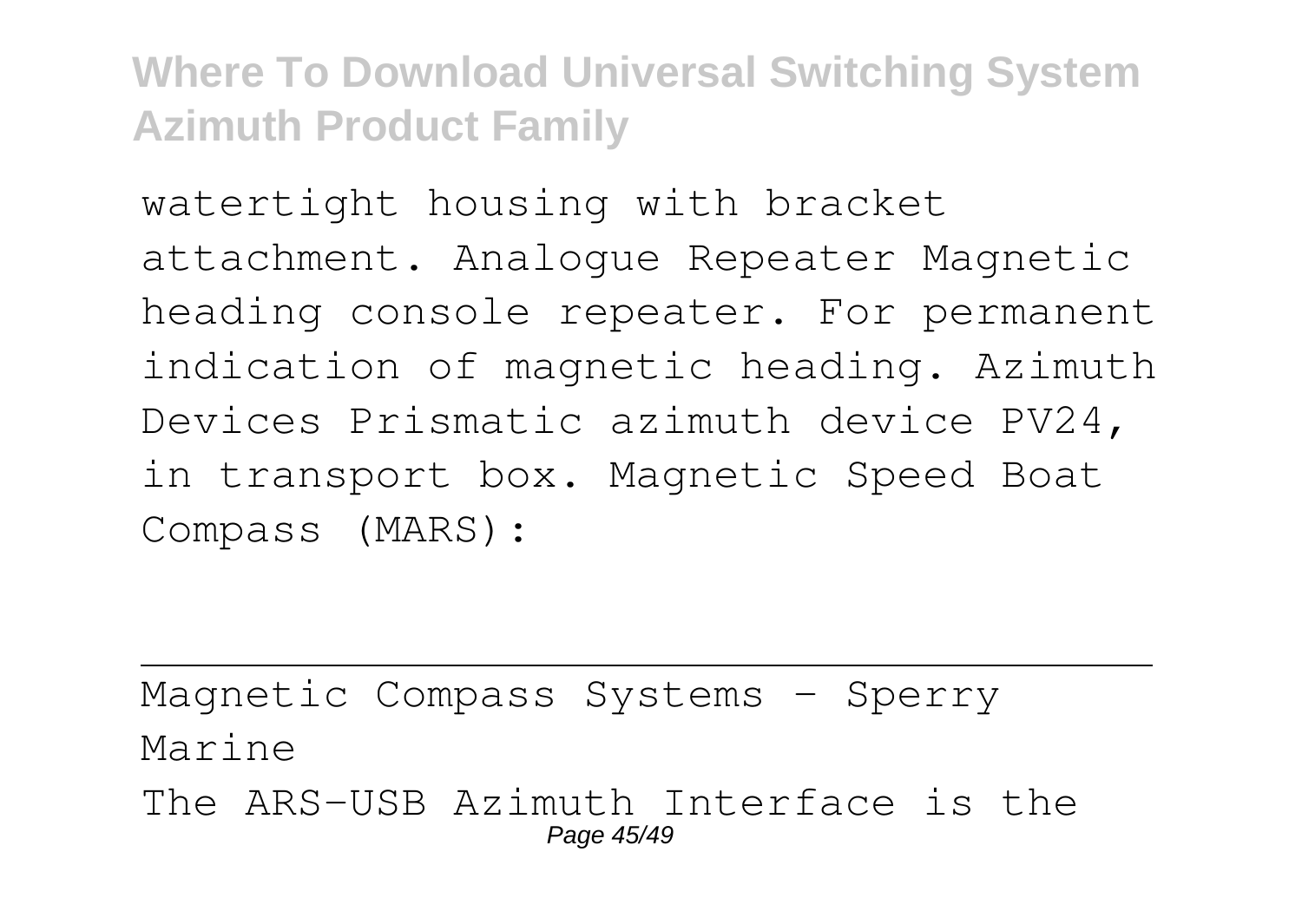watertight housing with bracket attachment. Analogue Repeater Magnetic heading console repeater. For permanent indication of magnetic heading. Azimuth Devices Prismatic azimuth device PV24, in transport box. Magnetic Speed Boat Compass (MARS):

---

Magnetic Compass Systems - Sperry Marine

The ARS-USB Azimuth Interface is the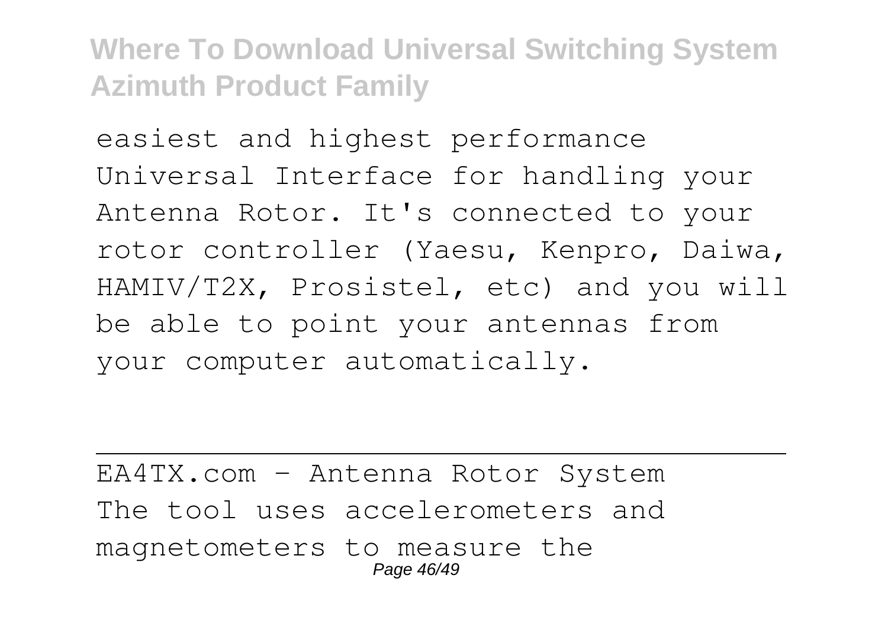easiest and highest performance Universal Interface for handling your Antenna Rotor. It's connected to your rotor controller (Yaesu, Kenpro, Daiwa, HAMIV/T2X, Prosistel, etc) and you will be able to point your antennas from your computer automatically.

---

EA4TX.com - Antenna Rotor System

The tool uses accelerometers and magnetometers to measure the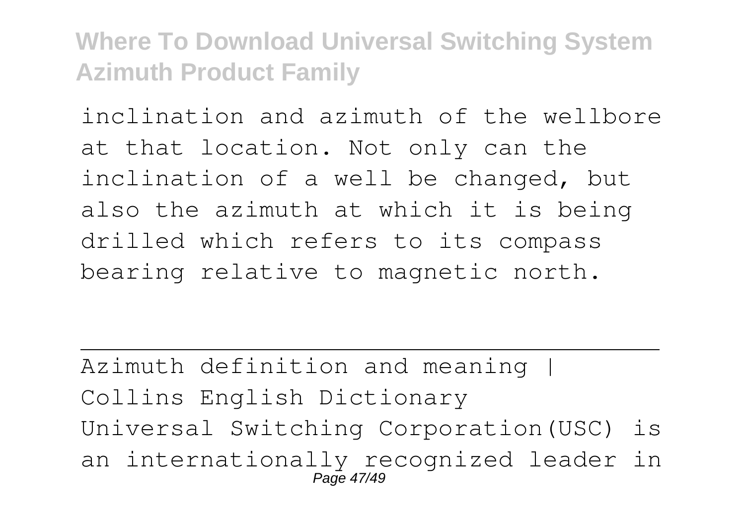inclination and azimuth of the wellbore at that location. Not only can the inclination of a well be changed, but also the azimuth at which it is being drilled which refers to its compass bearing relative to magnetic north.

---

Azimuth definition and meaning | Collins English Dictionary

Universal Switching Corporation(USC) is an internationally recognized leader in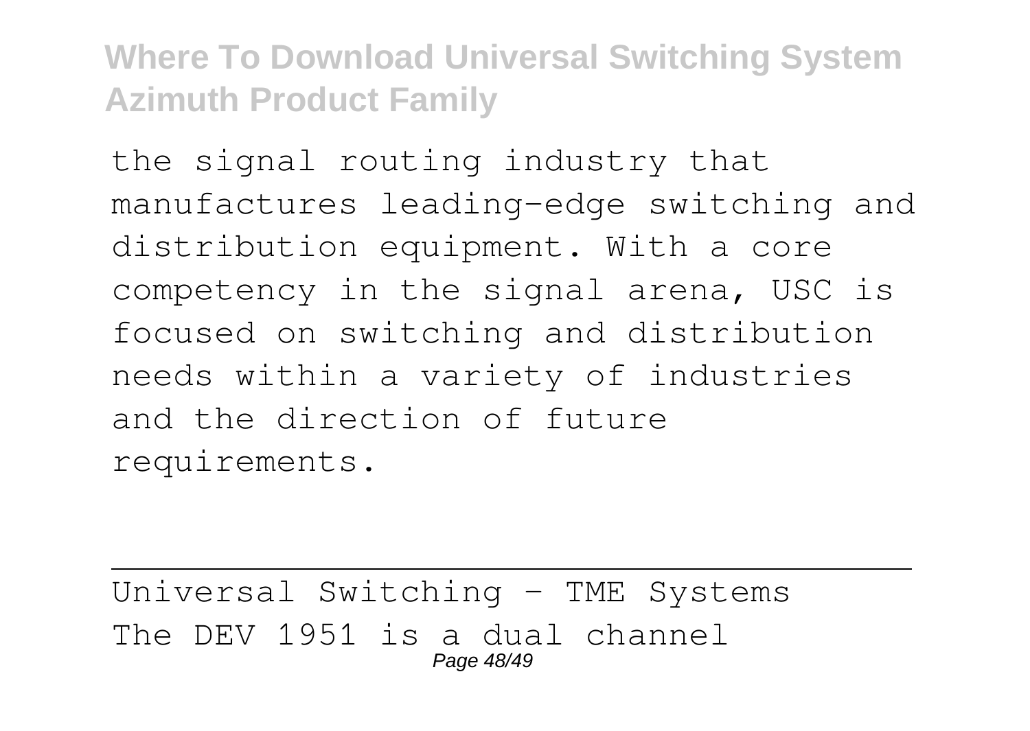the signal routing industry that manufactures leading-edge switching and distribution equipment. With a core competency in the signal arena, USC is focused on switching and distribution needs within a variety of industries and the direction of future requirements.

---

Universal Switching - TME Systems

The DEV 1951 is a dual channel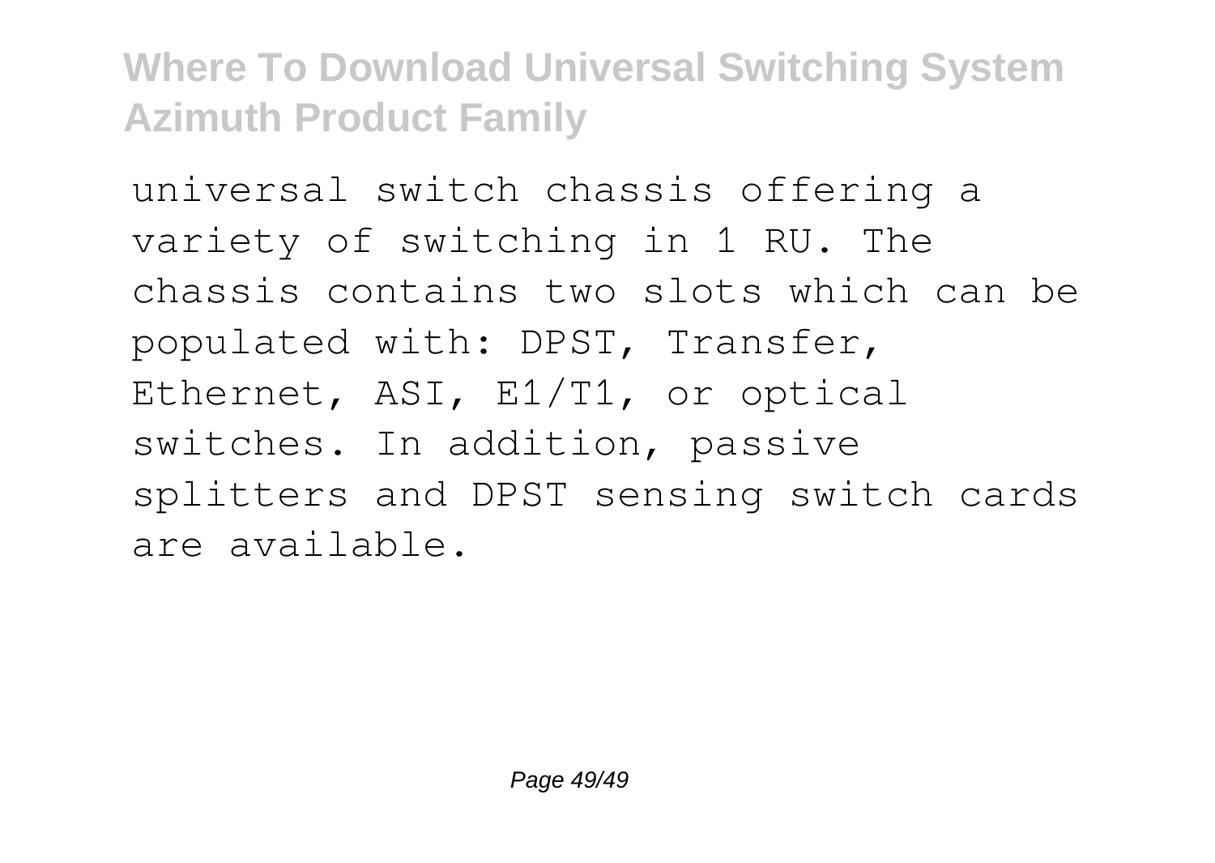universal switch chassis offering a variety of switching in 1 RU. The chassis contains two slots which can be populated with: DPST, Transfer, Ethernet, ASI, E1/T1, or optical switches. In addition, passive splitters and DPST sensing switch cards are available.